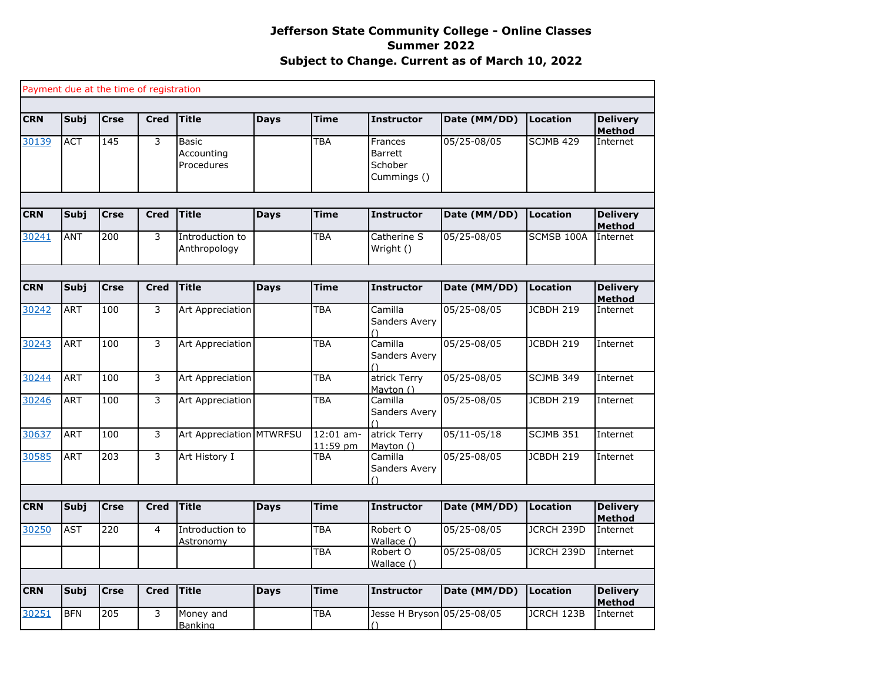# Jefferson State Community College - Online Classes
## Summer 2022
### Subject to Change. Current as of March 10, 2022

Payment due at the time of registration

| CRN | Subj | Crse | Cred | Title | Days | Time | Instructor | Date (MM/DD) | Location | Delivery Method |
|---|---|---|---|---|---|---|---|---|---|---|
| 30139 | ACT | 145 | 3 | Basic Accounting Procedures | | TBA | Frances Barrett Schober Cummings () | 05/25-08/05 | SCJMB 429 | Internet |

| CRN | Subj | Crse | Cred | Title | Days | Time | Instructor | Date (MM/DD) | Location | Delivery Method |
|---|---|---|---|---|---|---|---|---|---|---|
| 30241 | ANT | 200 | 3 | Introduction to Anthropology | | TBA | Catherine S Wright () | 05/25-08/05 | SCMSB 100A | Internet |

| CRN | Subj | Crse | Cred | Title | Days | Time | Instructor | Date (MM/DD) | Location | Delivery Method |
|---|---|---|---|---|---|---|---|---|---|---|
| 30242 | ART | 100 | 3 | Art Appreciation | | TBA | Camilla Sanders Avery () | 05/25-08/05 | JCBDH 219 | Internet |
| 30243 | ART | 100 | 3 | Art Appreciation | | TBA | Camilla Sanders Avery () | 05/25-08/05 | JCBDH 219 | Internet |
| 30244 | ART | 100 | 3 | Art Appreciation | | TBA | atrick Terry Mayton () | 05/25-08/05 | SCJMB 349 | Internet |
| 30246 | ART | 100 | 3 | Art Appreciation | | TBA | Camilla Sanders Avery () | 05/25-08/05 | JCBDH 219 | Internet |
| 30637 | ART | 100 | 3 | Art Appreciation | MTWRFSU | 12:01 am-11:59 pm | atrick Terry Mayton () | 05/11-05/18 | SCJMB 351 | Internet |
| 30585 | ART | 203 | 3 | Art History I | | TBA | Camilla Sanders Avery () | 05/25-08/05 | JCBDH 219 | Internet |

| CRN | Subj | Crse | Cred | Title | Days | Time | Instructor | Date (MM/DD) | Location | Delivery Method |
|---|---|---|---|---|---|---|---|---|---|---|
| 30250 | AST | 220 | 4 | Introduction to Astronomy | | TBA | Robert O Wallace () | 05/25-08/05 | JCRCH 239D | Internet |
| | | | | | | TBA | Robert O Wallace () | 05/25-08/05 | JCRCH 239D | Internet |

| CRN | Subj | Crse | Cred | Title | Days | Time | Instructor | Date (MM/DD) | Location | Delivery Method |
|---|---|---|---|---|---|---|---|---|---|---|
| 30251 | BFN | 205 | 3 | Money and Banking | | TBA | Jesse H Bryson () | 05/25-08/05 | JCRCH 123B | Internet |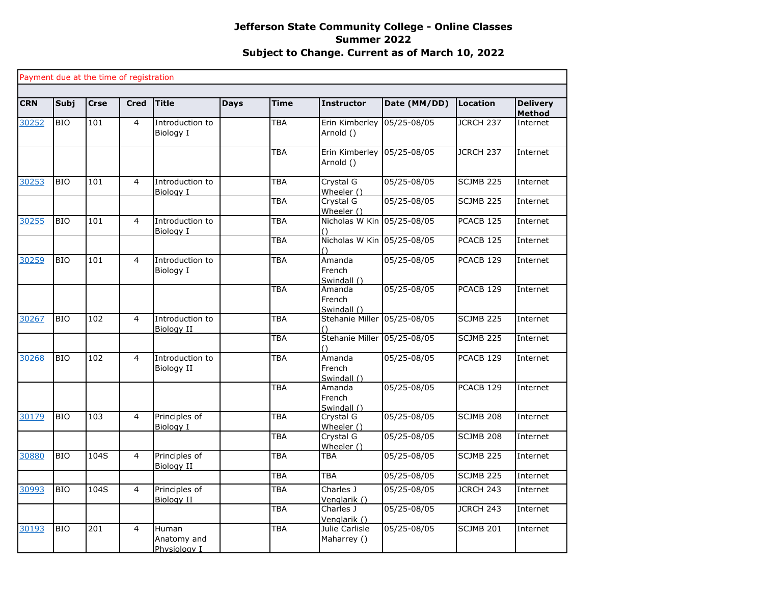# Jefferson State Community College - Online Classes
## Summer 2022
### Subject to Change. Current as of March 10, 2022

Payment due at the time of registration

| CRN | Subj | Crse | Cred | Title | Days | Time | Instructor | Date (MM/DD) | Location | Delivery Method |
|---|---|---|---|---|---|---|---|---|---|---|
| 30252 | BIO | 101 | 4 | Introduction to Biology I | | TBA | Erin Kimberley Arnold () | 05/25-08/05 | JCRCH 237 | Internet |
| | | | | | | TBA | Erin Kimberley Arnold () | 05/25-08/05 | JCRCH 237 | Internet |
| 30253 | BIO | 101 | 4 | Introduction to Biology I | | TBA | Crystal G Wheeler () | 05/25-08/05 | SCJMB 225 | Internet |
| | | | | | | TBA | Crystal G Wheeler () | 05/25-08/05 | SCJMB 225 | Internet |
| 30255 | BIO | 101 | 4 | Introduction to Biology I | | TBA | Nicholas W Kin () | 05/25-08/05 | PCACB 125 | Internet |
| | | | | | | TBA | Nicholas W Kin () | 05/25-08/05 | PCACB 125 | Internet |
| 30259 | BIO | 101 | 4 | Introduction to Biology I | | TBA | Amanda French Swindall () | 05/25-08/05 | PCACB 129 | Internet |
| | | | | | | TBA | Amanda French Swindall () | 05/25-08/05 | PCACB 129 | Internet |
| 30267 | BIO | 102 | 4 | Introduction to Biology II | | TBA | Stehanie Miller () | 05/25-08/05 | SCJMB 225 | Internet |
| | | | | | | TBA | Stehanie Miller () | 05/25-08/05 | SCJMB 225 | Internet |
| 30268 | BIO | 102 | 4 | Introduction to Biology II | | TBA | Amanda French Swindall () | 05/25-08/05 | PCACB 129 | Internet |
| | | | | | | TBA | Amanda French Swindall () | 05/25-08/05 | PCACB 129 | Internet |
| 30179 | BIO | 103 | 4 | Principles of Biology I | | TBA | Crystal G Wheeler () | 05/25-08/05 | SCJMB 208 | Internet |
| | | | | | | TBA | Crystal G Wheeler () | 05/25-08/05 | SCJMB 208 | Internet |
| 30880 | BIO | 104S | 4 | Principles of Biology II | | TBA | TBA | 05/25-08/05 | SCJMB 225 | Internet |
| | | | | | | TBA | TBA | 05/25-08/05 | SCJMB 225 | Internet |
| 30993 | BIO | 104S | 4 | Principles of Biology II | | TBA | Charles J Venglarik () | 05/25-08/05 | JCRCH 243 | Internet |
| | | | | | | TBA | Charles J Venglarik () | 05/25-08/05 | JCRCH 243 | Internet |
| 30193 | BIO | 201 | 4 | Human Anatomy and Physiology I | | TBA | Julie Carlisle Maharrey () | 05/25-08/05 | SCJMB 201 | Internet |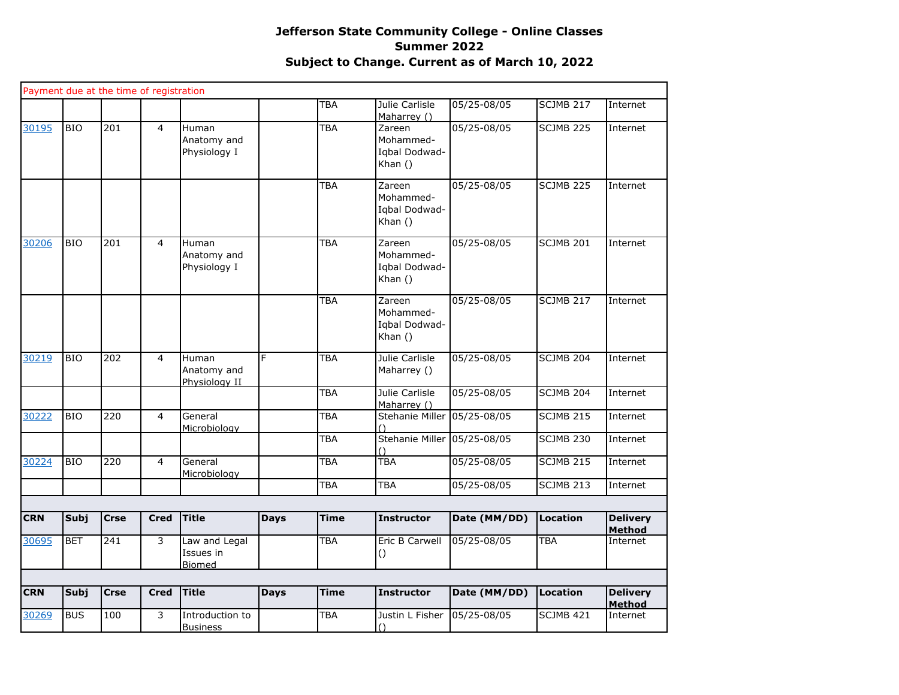# Jefferson State Community College - Online Classes
## Summer 2022
### Subject to Change. Current as of March 10, 2022

Payment due at the time of registration

| CRN | Subj | Crse | Cred | Title | Days | Time | Instructor | Date (MM/DD) | Location | Delivery Method |
|---|---|---|---|---|---|---|---|---|---|---|
| | | | | | | TBA | Julie Carlisle Maharrey () | 05/25-08/05 | SCJMB 217 | Internet |
| 30195 | BIO | 201 | 4 | Human Anatomy and Physiology I | | TBA | Zareen Mohammed-Iqbal Dodwad-Khan () | 05/25-08/05 | SCJMB 225 | Internet |
| | | | | | | TBA | Zareen Mohammed-Iqbal Dodwad-Khan () | 05/25-08/05 | SCJMB 225 | Internet |
| 30206 | BIO | 201 | 4 | Human Anatomy and Physiology I | | TBA | Zareen Mohammed-Iqbal Dodwad-Khan () | 05/25-08/05 | SCJMB 201 | Internet |
| | | | | | | TBA | Zareen Mohammed-Iqbal Dodwad-Khan () | 05/25-08/05 | SCJMB 217 | Internet |
| 30219 | BIO | 202 | 4 | Human Anatomy and Physiology II | F | TBA | Julie Carlisle Maharrey () | 05/25-08/05 | SCJMB 204 | Internet |
| | | | | | | TBA | Julie Carlisle Maharrey () | 05/25-08/05 | SCJMB 204 | Internet |
| 30222 | BIO | 220 | 4 | General Microbiology | | TBA | Stehanie Miller () | 05/25-08/05 | SCJMB 215 | Internet |
| | | | | | | TBA | Stehanie Miller () | 05/25-08/05 | SCJMB 230 | Internet |
| 30224 | BIO | 220 | 4 | General Microbiology | | TBA | TBA | 05/25-08/05 | SCJMB 215 | Internet |
| | | | | | | TBA | TBA | 05/25-08/05 | SCJMB 213 | Internet |

| CRN | Subj | Crse | Cred | Title | Days | Time | Instructor | Date (MM/DD) | Location | Delivery Method |
|---|---|---|---|---|---|---|---|---|---|---|
| 30695 | BET | 241 | 3 | Law and Legal Issues in Biomed | | TBA | Eric B Carwell () | 05/25-08/05 | TBA | Internet |

| CRN | Subj | Crse | Cred | Title | Days | Time | Instructor | Date (MM/DD) | Location | Delivery Method |
|---|---|---|---|---|---|---|---|---|---|---|
| 30269 | BUS | 100 | 3 | Introduction to Business | | TBA | Justin L Fisher () | 05/25-08/05 | SCJMB 421 | Internet |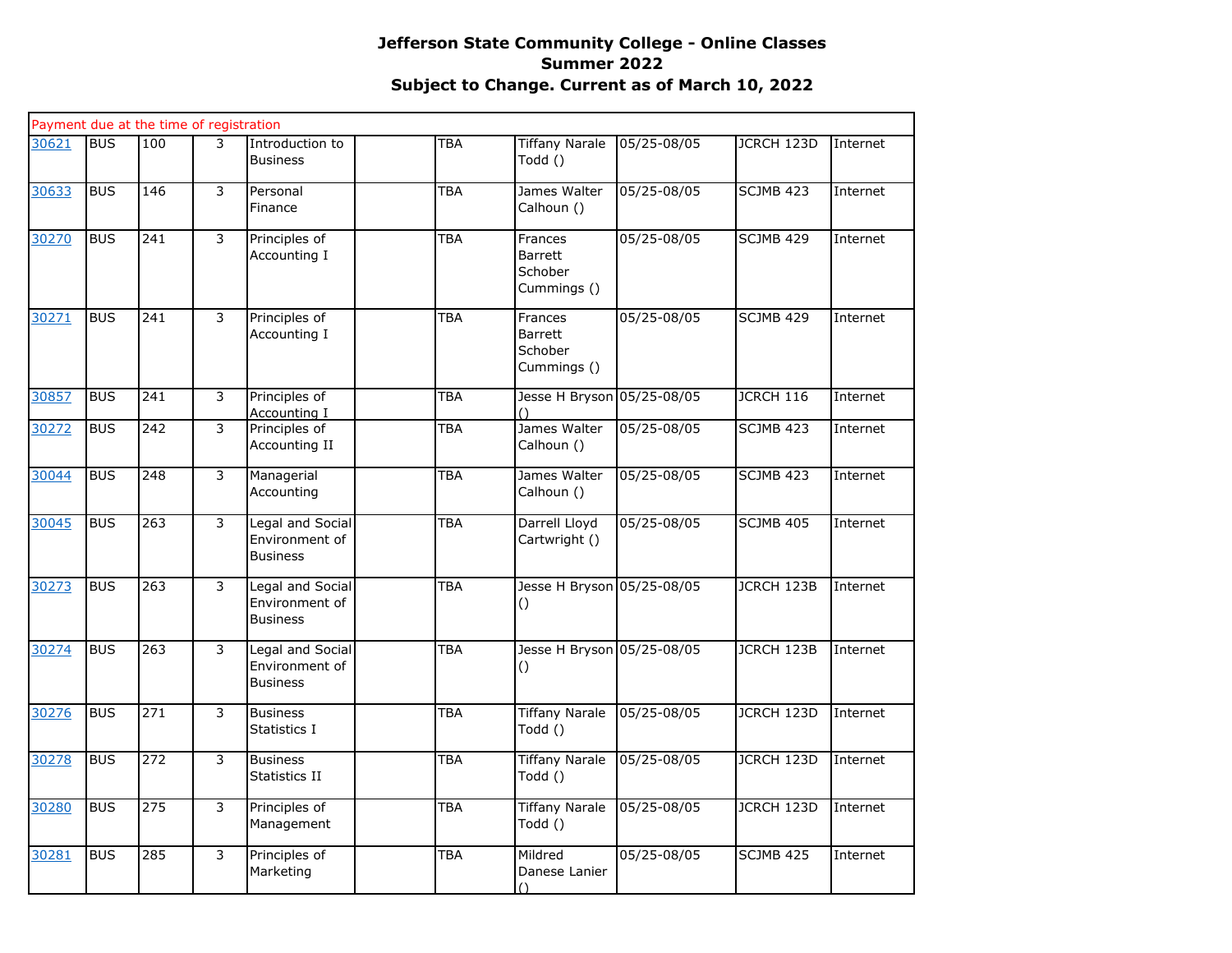# Jefferson State Community College - Online Classes
## Summer 2022
### Subject to Change. Current as of March 10, 2022

| Payment due at the time of registration | | | | | | | | | | |
|---|---|---|---|---|---|---|---|---|---|---|
| 30621 | BUS | 100 | 3 | Introduction to Business | | TBA | Tiffany Narale Todd () | 05/25-08/05 | JCRCH 123D | Internet |
| 30633 | BUS | 146 | 3 | Personal Finance | | TBA | James Walter Calhoun () | 05/25-08/05 | SCJMB 423 | Internet |
| 30270 | BUS | 241 | 3 | Principles of Accounting I | | TBA | Frances Barrett Schober Cummings () | 05/25-08/05 | SCJMB 429 | Internet |
| 30271 | BUS | 241 | 3 | Principles of Accounting I | | TBA | Frances Barrett Schober Cummings () | 05/25-08/05 | SCJMB 429 | Internet |
| 30857 | BUS | 241 | 3 | Principles of Accounting I | | TBA | Jesse H Bryson () | 05/25-08/05 | JCRCH 116 | Internet |
| 30272 | BUS | 242 | 3 | Principles of Accounting II | | TBA | James Walter Calhoun () | 05/25-08/05 | SCJMB 423 | Internet |
| 30044 | BUS | 248 | 3 | Managerial Accounting | | TBA | James Walter Calhoun () | 05/25-08/05 | SCJMB 423 | Internet |
| 30045 | BUS | 263 | 3 | Legal and Social Environment of Business | | TBA | Darrell Lloyd Cartwright () | 05/25-08/05 | SCJMB 405 | Internet |
| 30273 | BUS | 263 | 3 | Legal and Social Environment of Business | | TBA | Jesse H Bryson () | 05/25-08/05 | JCRCH 123B | Internet |
| 30274 | BUS | 263 | 3 | Legal and Social Environment of Business | | TBA | Jesse H Bryson () | 05/25-08/05 | JCRCH 123B | Internet |
| 30276 | BUS | 271 | 3 | Business Statistics I | | TBA | Tiffany Narale Todd () | 05/25-08/05 | JCRCH 123D | Internet |
| 30278 | BUS | 272 | 3 | Business Statistics II | | TBA | Tiffany Narale Todd () | 05/25-08/05 | JCRCH 123D | Internet |
| 30280 | BUS | 275 | 3 | Principles of Management | | TBA | Tiffany Narale Todd () | 05/25-08/05 | JCRCH 123D | Internet |
| 30281 | BUS | 285 | 3 | Principles of Marketing | | TBA | Mildred Danese Lanier () | 05/25-08/05 | SCJMB 425 | Internet |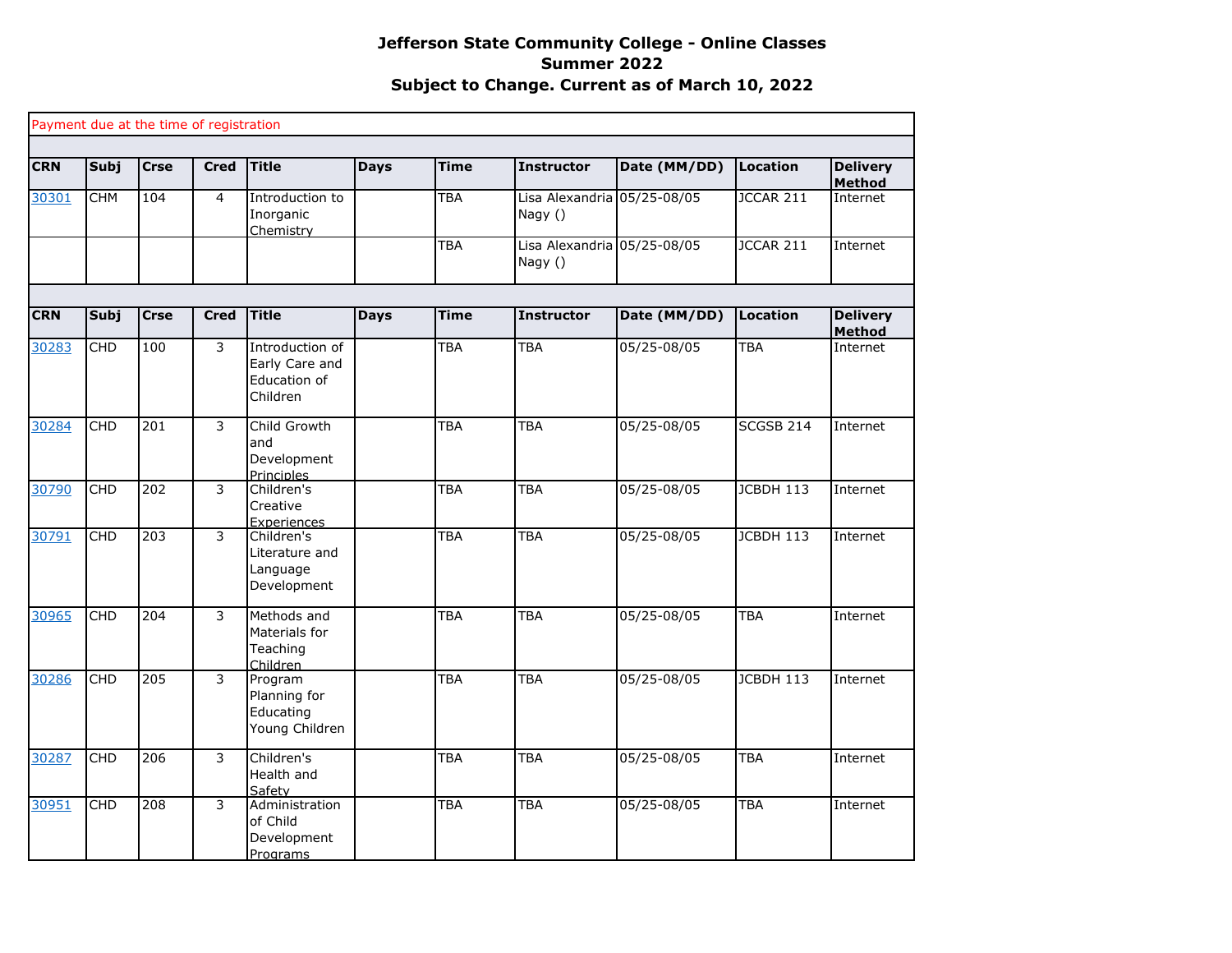**Jefferson State Community College - Online Classes**
**Summer 2022**
**Subject to Change. Current as of March 10, 2022**

Payment due at the time of registration

| CRN | Subj | Crse | Cred | Title | Days | Time | Instructor | Date (MM/DD) | Location | Delivery Method |
|---|---|---|---|---|---|---|---|---|---|---|
| 30301 | CHM | 104 | 4 | Introduction to Inorganic Chemistry | | TBA | Lisa Alexandria Nagy () | 05/25-08/05 | JCCAR 211 | Internet |
| | | | | | | TBA | Lisa Alexandria Nagy () | 05/25-08/05 | JCCAR 211 | Internet |

| CRN | Subj | Crse | Cred | Title | Days | Time | Instructor | Date (MM/DD) | Location | Delivery Method |
|---|---|---|---|---|---|---|---|---|---|---|
| 30283 | CHD | 100 | 3 | Introduction of Early Care and Education of Children | | TBA | TBA | 05/25-08/05 | TBA | Internet |
| 30284 | CHD | 201 | 3 | Child Growth and Development Principles | | TBA | TBA | 05/25-08/05 | SCGSB 214 | Internet |
| 30790 | CHD | 202 | 3 | Children's Creative Experiences | | TBA | TBA | 05/25-08/05 | JCBDH 113 | Internet |
| 30791 | CHD | 203 | 3 | Children's Literature and Language Development | | TBA | TBA | 05/25-08/05 | JCBDH 113 | Internet |
| 30965 | CHD | 204 | 3 | Methods and Materials for Teaching Children | | TBA | TBA | 05/25-08/05 | TBA | Internet |
| 30286 | CHD | 205 | 3 | Program Planning for Educating Young Children | | TBA | TBA | 05/25-08/05 | JCBDH 113 | Internet |
| 30287 | CHD | 206 | 3 | Children's Health and Safety | | TBA | TBA | 05/25-08/05 | TBA | Internet |
| 30951 | CHD | 208 | 3 | Administration of Child Development Programs | | TBA | TBA | 05/25-08/05 | TBA | Internet |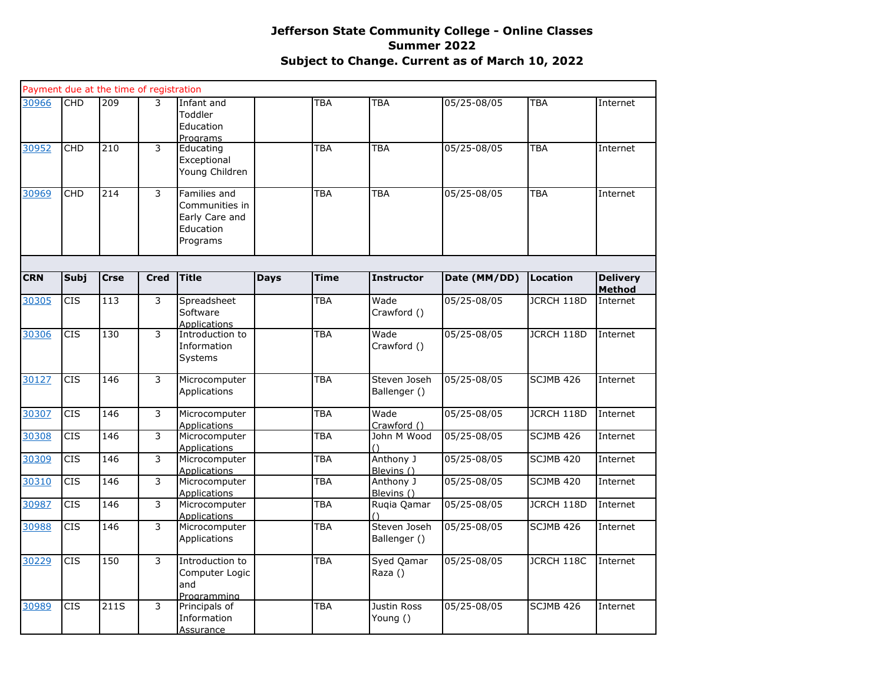# Jefferson State Community College - Online Classes
## Summer 2022
## Subject to Change. Current as of March 10, 2022

| CRN | Subj | Crse | Cred | Title | Days | Time | Instructor | Date (MM/DD) | Location | Delivery Method |
|---|---|---|---|---|---|---|---|---|---|---|
| Payment due at the time of registration | | | | | | | | | | |
| 30966 | CHD | 209 | 3 | Infant and Toddler Education Programs | | TBA | TBA | 05/25-08/05 | TBA | Internet |
| 30952 | CHD | 210 | 3 | Educating Exceptional Young Children | | TBA | TBA | 05/25-08/05 | TBA | Internet |
| 30969 | CHD | 214 | 3 | Families and Communities in Early Care and Education Programs | | TBA | TBA | 05/25-08/05 | TBA | Internet |
| 30305 | CIS | 113 | 3 | Spreadsheet Software Applications | | TBA | Wade Crawford () | 05/25-08/05 | JCRCH 118D | Internet |
| 30306 | CIS | 130 | 3 | Introduction to Information Systems | | TBA | Wade Crawford () | 05/25-08/05 | JCRCH 118D | Internet |
| 30127 | CIS | 146 | 3 | Microcomputer Applications | | TBA | Steven Joseph Ballenger () | 05/25-08/05 | SCJMB 426 | Internet |
| 30307 | CIS | 146 | 3 | Microcomputer Applications | | TBA | Wade Crawford () | 05/25-08/05 | JCRCH 118D | Internet |
| 30308 | CIS | 146 | 3 | Microcomputer Applications | | TBA | John M Wood () | 05/25-08/05 | SCJMB 426 | Internet |
| 30309 | CIS | 146 | 3 | Microcomputer Applications | | TBA | Anthony J Blevins () | 05/25-08/05 | SCJMB 420 | Internet |
| 30310 | CIS | 146 | 3 | Microcomputer Applications | | TBA | Anthony J Blevins () | 05/25-08/05 | SCJMB 420 | Internet |
| 30987 | CIS | 146 | 3 | Microcomputer Applications | | TBA | Ruqia Qamar () | 05/25-08/05 | JCRCH 118D | Internet |
| 30988 | CIS | 146 | 3 | Microcomputer Applications | | TBA | Steven Joseph Ballenger () | 05/25-08/05 | SCJMB 426 | Internet |
| 30229 | CIS | 150 | 3 | Introduction to Computer Logic and Programming | | TBA | Syed Qamar Raza () | 05/25-08/05 | JCRCH 118C | Internet |
| 30989 | CIS | 211S | 3 | Principals of Information Assurance | | TBA | Justin Ross Young () | 05/25-08/05 | SCJMB 426 | Internet |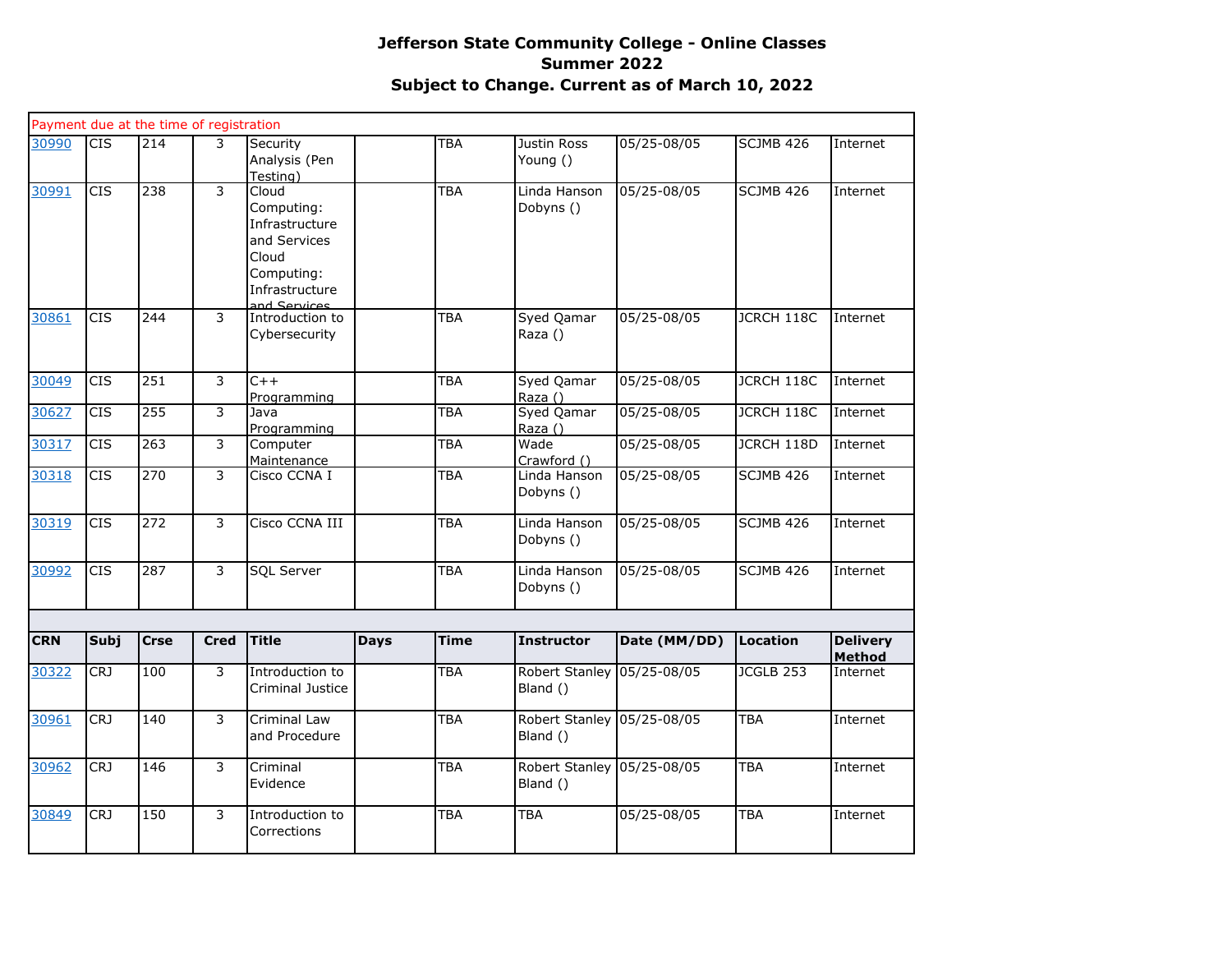**Jefferson State Community College - Online Classes**
**Summer 2022**
**Subject to Change. Current as of March 10, 2022**

Payment due at the time of registration

| CRN | Subj | Crse | Cred | Title | Days | Time | Instructor | Date (MM/DD) | Location | Delivery Method |
|---|---|---|---|---|---|---|---|---|---|---|
| 30990 | CIS | 214 | 3 | Security Analysis (Pen Testing) | | TBA | Justin Ross Young () | 05/25-08/05 | SCJMB 426 | Internet |
| 30991 | CIS | 238 | 3 | Cloud Computing: Infrastructure and Services Cloud Computing: Infrastructure and Services | | TBA | Linda Hanson Dobyns () | 05/25-08/05 | SCJMB 426 | Internet |
| 30861 | CIS | 244 | 3 | Introduction to Cybersecurity | | TBA | Syed Qamar Raza () | 05/25-08/05 | JCRCH 118C | Internet |
| 30049 | CIS | 251 | 3 | C++ Programming | | TBA | Syed Qamar Raza () | 05/25-08/05 | JCRCH 118C | Internet |
| 30627 | CIS | 255 | 3 | Java Programming | | TBA | Syed Qamar Raza () | 05/25-08/05 | JCRCH 118C | Internet |
| 30317 | CIS | 263 | 3 | Computer Maintenance | | TBA | Wade Crawford () | 05/25-08/05 | JCRCH 118D | Internet |
| 30318 | CIS | 270 | 3 | Cisco CCNA I | | TBA | Linda Hanson Dobyns () | 05/25-08/05 | SCJMB 426 | Internet |
| 30319 | CIS | 272 | 3 | Cisco CCNA III | | TBA | Linda Hanson Dobyns () | 05/25-08/05 | SCJMB 426 | Internet |
| 30992 | CIS | 287 | 3 | SQL Server | | TBA | Linda Hanson Dobyns () | 05/25-08/05 | SCJMB 426 | Internet |

| CRN | Subj | Crse | Cred | Title | Days | Time | Instructor | Date (MM/DD) | Location | Delivery Method |
|---|---|---|---|---|---|---|---|---|---|---|
| 30322 | CRJ | 100 | 3 | Introduction to Criminal Justice | | TBA | Robert Stanley Bland () | 05/25-08/05 | JCGLB 253 | Internet |
| 30961 | CRJ | 140 | 3 | Criminal Law and Procedure | | TBA | Robert Stanley Bland () | 05/25-08/05 | TBA | Internet |
| 30962 | CRJ | 146 | 3 | Criminal Evidence | | TBA | Robert Stanley Bland () | 05/25-08/05 | TBA | Internet |
| 30849 | CRJ | 150 | 3 | Introduction to Corrections | | TBA | TBA | 05/25-08/05 | TBA | Internet |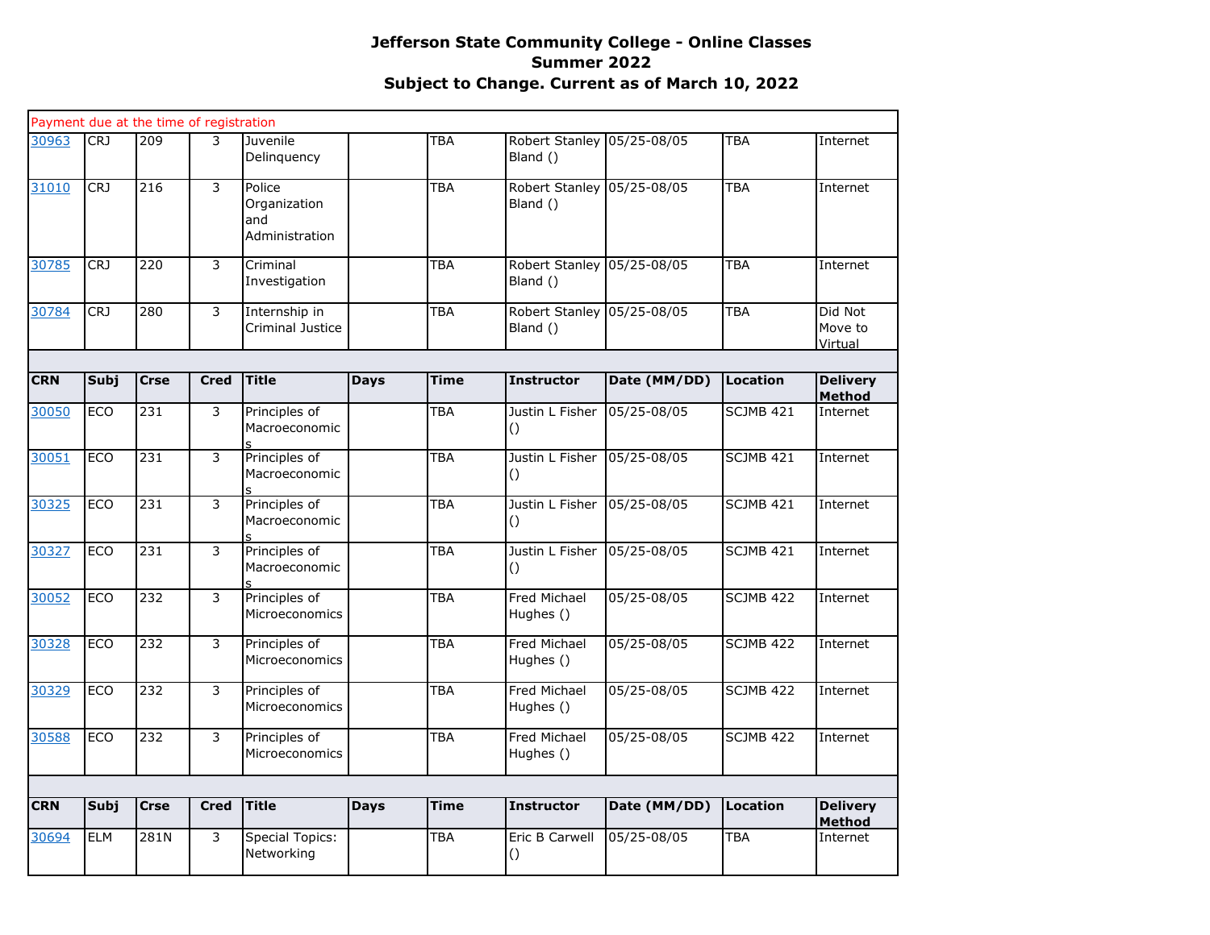# Jefferson State Community College - Online Classes
## Summer 2022
### Subject to Change. Current as of March 10, 2022

Payment due at the time of registration

| CRN | Subj | Crse | Cred | Title | Days | Time | Instructor | Date (MM/DD) | Location | Delivery Method |
|---|---|---|---|---|---|---|---|---|---|---|
| 30963 | CRJ | 209 | 3 | Juvenile Delinquency | | TBA | Robert Stanley Bland () | 05/25-08/05 | TBA | Internet |
| 31010 | CRJ | 216 | 3 | Police Organization and Administration | | TBA | Robert Stanley Bland () | 05/25-08/05 | TBA | Internet |
| 30785 | CRJ | 220 | 3 | Criminal Investigation | | TBA | Robert Stanley Bland () | 05/25-08/05 | TBA | Internet |
| 30784 | CRJ | 280 | 3 | Internship in Criminal Justice | | TBA | Robert Stanley Bland () | 05/25-08/05 | TBA | Did Not Move to Virtual |

| CRN | Subj | Crse | Cred | Title | Days | Time | Instructor | Date (MM/DD) | Location | Delivery Method |
|---|---|---|---|---|---|---|---|---|---|---|
| 30050 | ECO | 231 | 3 | Principles of Macroeconomics | | TBA | Justin L Fisher () | 05/25-08/05 | SCJMB 421 | Internet |
| 30051 | ECO | 231 | 3 | Principles of Macroeconomics | | TBA | Justin L Fisher () | 05/25-08/05 | SCJMB 421 | Internet |
| 30325 | ECO | 231 | 3 | Principles of Macroeconomics | | TBA | Justin L Fisher () | 05/25-08/05 | SCJMB 421 | Internet |
| 30327 | ECO | 231 | 3 | Principles of Macroeconomics | | TBA | Justin L Fisher () | 05/25-08/05 | SCJMB 421 | Internet |
| 30052 | ECO | 232 | 3 | Principles of Microeconomics | | TBA | Fred Michael Hughes () | 05/25-08/05 | SCJMB 422 | Internet |
| 30328 | ECO | 232 | 3 | Principles of Microeconomics | | TBA | Fred Michael Hughes () | 05/25-08/05 | SCJMB 422 | Internet |
| 30329 | ECO | 232 | 3 | Principles of Microeconomics | | TBA | Fred Michael Hughes () | 05/25-08/05 | SCJMB 422 | Internet |
| 30588 | ECO | 232 | 3 | Principles of Microeconomics | | TBA | Fred Michael Hughes () | 05/25-08/05 | SCJMB 422 | Internet |

| CRN | Subj | Crse | Cred | Title | Days | Time | Instructor | Date (MM/DD) | Location | Delivery Method |
|---|---|---|---|---|---|---|---|---|---|---|
| 30694 | ELM | 281N | 3 | Special Topics: Networking | | TBA | Eric B Carwell () | 05/25-08/05 | TBA | Internet |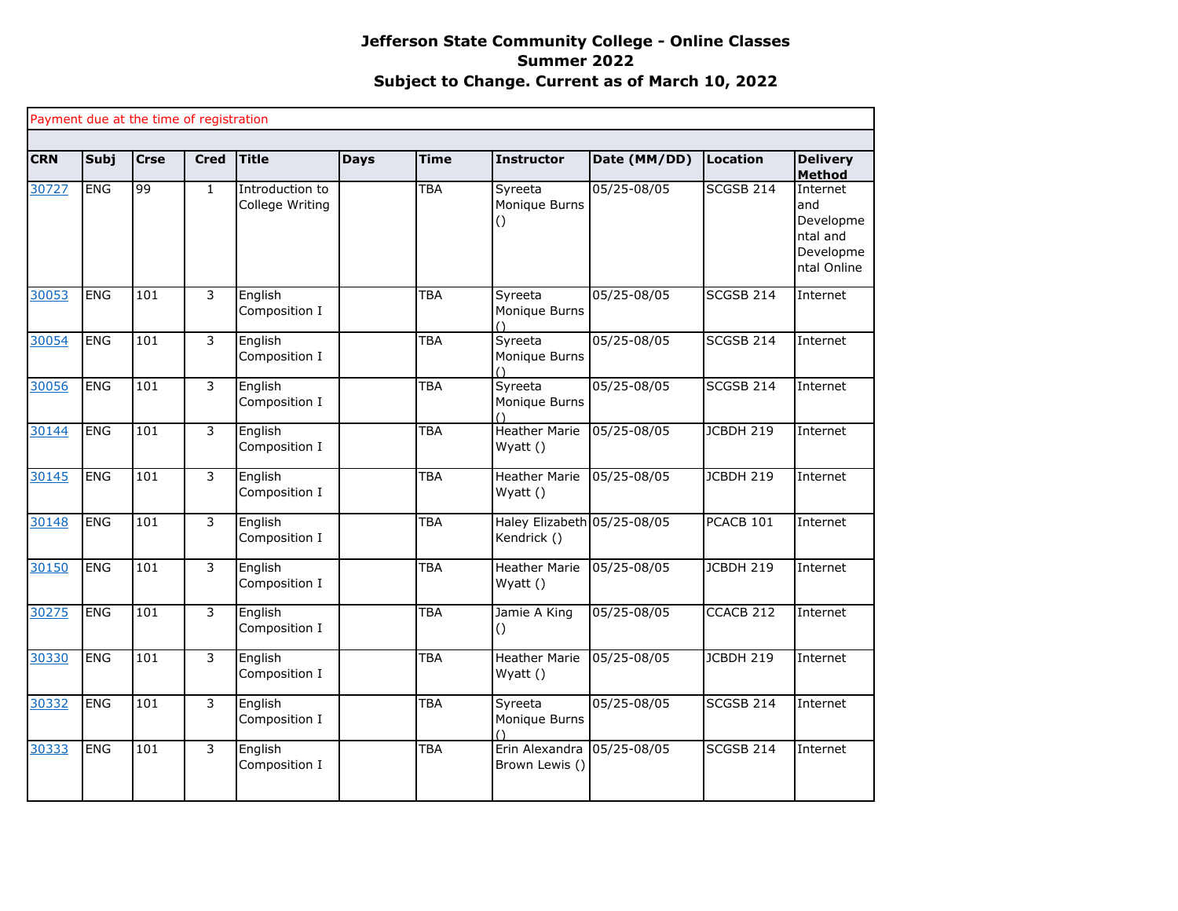**Jefferson State Community College - Online Classes**
**Summer 2022**
**Subject to Change. Current as of March 10, 2022**

Payment due at the time of registration

| CRN | Subj | Crse | Cred | Title | Days | Time | Instructor | Date (MM/DD) | Location | Delivery Method |
|---|---|---|---|---|---|---|---|---|---|---|
| 30727 | ENG | 99 | 1 | Introduction to College Writing | | TBA | Syreeta Monique Burns () | 05/25-08/05 | SCGSB 214 | Internet and Developmental and Developmental Online |
| 30053 | ENG | 101 | 3 | English Composition I | | TBA | Syreeta Monique Burns () | 05/25-08/05 | SCGSB 214 | Internet |
| 30054 | ENG | 101 | 3 | English Composition I | | TBA | Syreeta Monique Burns () | 05/25-08/05 | SCGSB 214 | Internet |
| 30056 | ENG | 101 | 3 | English Composition I | | TBA | Syreeta Monique Burns () | 05/25-08/05 | SCGSB 214 | Internet |
| 30144 | ENG | 101 | 3 | English Composition I | | TBA | Heather Marie Wyatt () | 05/25-08/05 | JCBDH 219 | Internet |
| 30145 | ENG | 101 | 3 | English Composition I | | TBA | Heather Marie Wyatt () | 05/25-08/05 | JCBDH 219 | Internet |
| 30148 | ENG | 101 | 3 | English Composition I | | TBA | Haley Elizabeth Kendrick () | 05/25-08/05 | PCACB 101 | Internet |
| 30150 | ENG | 101 | 3 | English Composition I | | TBA | Heather Marie Wyatt () | 05/25-08/05 | JCBDH 219 | Internet |
| 30275 | ENG | 101 | 3 | English Composition I | | TBA | Jamie A King () | 05/25-08/05 | CCACB 212 | Internet |
| 30330 | ENG | 101 | 3 | English Composition I | | TBA | Heather Marie Wyatt () | 05/25-08/05 | JCBDH 219 | Internet |
| 30332 | ENG | 101 | 3 | English Composition I | | TBA | Syreeta Monique Burns () | 05/25-08/05 | SCGSB 214 | Internet |
| 30333 | ENG | 101 | 3 | English Composition I | | TBA | Erin Alexandra Brown Lewis () | 05/25-08/05 | SCGSB 214 | Internet |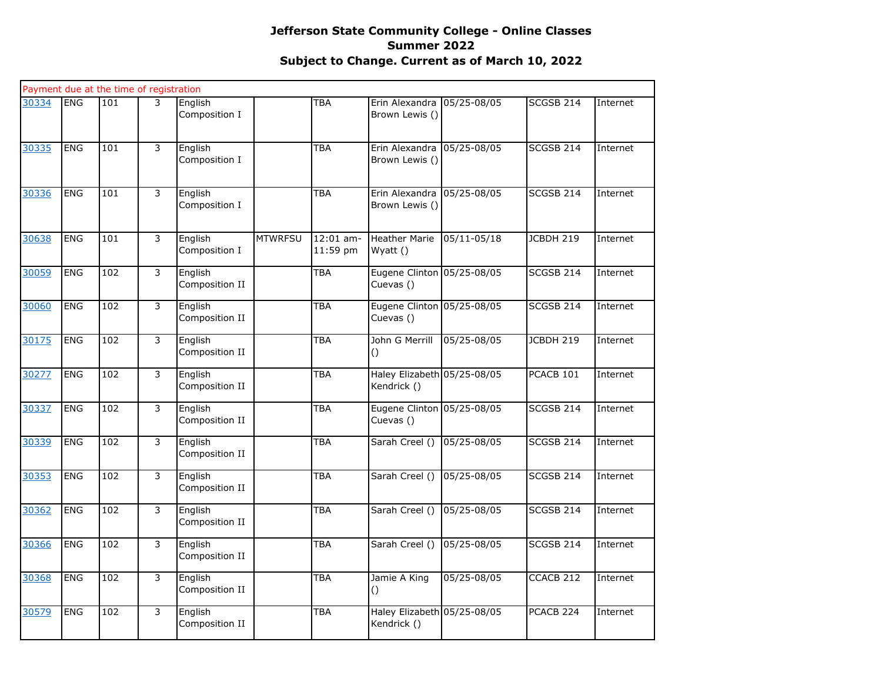**Jefferson State Community College - Online Classes**
**Summer 2022**
**Subject to Change. Current as of March 10, 2022**

| Payment due at the time of registration | | | | | | | | | | |
|---|---|---|---|---|---|---|---|---|---|---|
| 30334 | ENG | 101 | 3 | English Composition I | | TBA | Erin Alexandra Brown Lewis () | 05/25-08/05 | SCGSB 214 | Internet |
| 30335 | ENG | 101 | 3 | English Composition I | | TBA | Erin Alexandra Brown Lewis () | 05/25-08/05 | SCGSB 214 | Internet |
| 30336 | ENG | 101 | 3 | English Composition I | | TBA | Erin Alexandra Brown Lewis () | 05/25-08/05 | SCGSB 214 | Internet |
| 30638 | ENG | 101 | 3 | English Composition I | MTWRFSU | 12:01 am-11:59 pm | Heather Marie Wyatt () | 05/11-05/18 | JCBDH 219 | Internet |
| 30059 | ENG | 102 | 3 | English Composition II | | TBA | Eugene Clinton Cuevas () | 05/25-08/05 | SCGSB 214 | Internet |
| 30060 | ENG | 102 | 3 | English Composition II | | TBA | Eugene Clinton Cuevas () | 05/25-08/05 | SCGSB 214 | Internet |
| 30175 | ENG | 102 | 3 | English Composition II | | TBA | John G Merrill () | 05/25-08/05 | JCBDH 219 | Internet |
| 30277 | ENG | 102 | 3 | English Composition II | | TBA | Haley Elizabeth Kendrick () | 05/25-08/05 | PCACB 101 | Internet |
| 30337 | ENG | 102 | 3 | English Composition II | | TBA | Eugene Clinton Cuevas () | 05/25-08/05 | SCGSB 214 | Internet |
| 30339 | ENG | 102 | 3 | English Composition II | | TBA | Sarah Creel () | 05/25-08/05 | SCGSB 214 | Internet |
| 30353 | ENG | 102 | 3 | English Composition II | | TBA | Sarah Creel () | 05/25-08/05 | SCGSB 214 | Internet |
| 30362 | ENG | 102 | 3 | English Composition II | | TBA | Sarah Creel () | 05/25-08/05 | SCGSB 214 | Internet |
| 30366 | ENG | 102 | 3 | English Composition II | | TBA | Sarah Creel () | 05/25-08/05 | SCGSB 214 | Internet |
| 30368 | ENG | 102 | 3 | English Composition II | | TBA | Jamie A King () | 05/25-08/05 | CCACB 212 | Internet |
| 30579 | ENG | 102 | 3 | English Composition II | | TBA | Haley Elizabeth Kendrick () | 05/25-08/05 | PCACB 224 | Internet |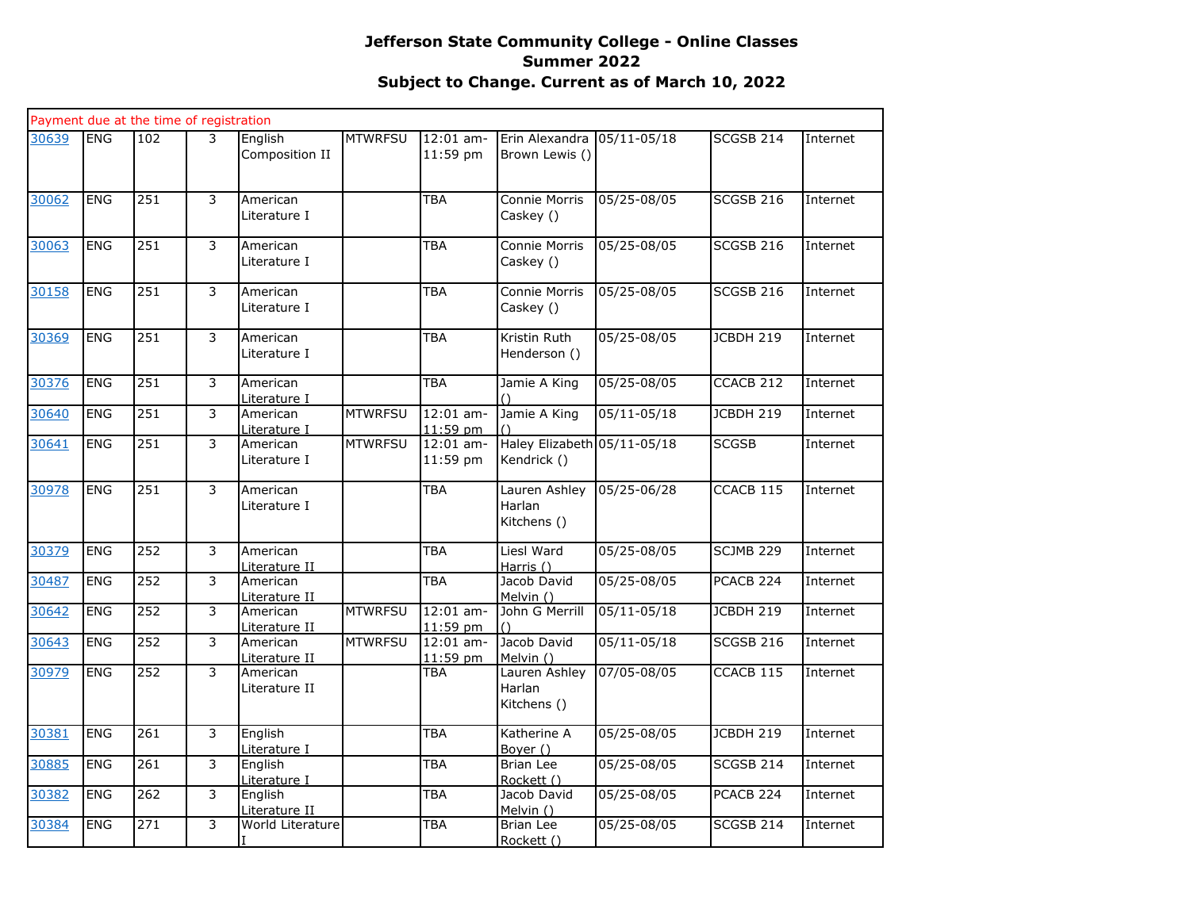**Jefferson State Community College - Online Classes**
**Summer 2022**
**Subject to Change. Current as of March 10, 2022**

| Payment due at the time of registration | | | | | | | | | | |
|---|---|---|---|---|---|---|---|---|---|---|
| 30639 | ENG | 102 | 3 | English Composition II | MTWRFSU | 12:01 am-11:59 pm | Erin Alexandra Brown Lewis () | 05/11-05/18 | SCGSB 214 | Internet |
| 30062 | ENG | 251 | 3 | American Literature I | | TBA | Connie Morris Caskey () | 05/25-08/05 | SCGSB 216 | Internet |
| 30063 | ENG | 251 | 3 | American Literature I | | TBA | Connie Morris Caskey () | 05/25-08/05 | SCGSB 216 | Internet |
| 30158 | ENG | 251 | 3 | American Literature I | | TBA | Connie Morris Caskey () | 05/25-08/05 | SCGSB 216 | Internet |
| 30369 | ENG | 251 | 3 | American Literature I | | TBA | Kristin Ruth Henderson () | 05/25-08/05 | JCBDH 219 | Internet |
| 30376 | ENG | 251 | 3 | American Literature I | | TBA | Jamie A King () | 05/25-08/05 | CCACB 212 | Internet |
| 30640 | ENG | 251 | 3 | American Literature I | MTWRFSU | 12:01 am-11:59 pm | Jamie A King () | 05/11-05/18 | JCBDH 219 | Internet |
| 30641 | ENG | 251 | 3 | American Literature I | MTWRFSU | 12:01 am-11:59 pm | Haley Elizabeth Kendrick () | 05/11-05/18 | SCGSB | Internet |
| 30978 | ENG | 251 | 3 | American Literature I | | TBA | Lauren Ashley Harlan Kitchens () | 05/25-06/28 | CCACB 115 | Internet |
| 30379 | ENG | 252 | 3 | American Literature II | | TBA | Liesl Ward Harris () | 05/25-08/05 | SCJMB 229 | Internet |
| 30487 | ENG | 252 | 3 | American Literature II | | TBA | Jacob David Melvin () | 05/25-08/05 | PCACB 224 | Internet |
| 30642 | ENG | 252 | 3 | American Literature II | MTWRFSU | 12:01 am-11:59 pm | John G Merrill () | 05/11-05/18 | JCBDH 219 | Internet |
| 30643 | ENG | 252 | 3 | American Literature II | MTWRFSU | 12:01 am-11:59 pm | Jacob David Melvin () | 05/11-05/18 | SCGSB 216 | Internet |
| 30979 | ENG | 252 | 3 | American Literature II | | TBA | Lauren Ashley Harlan Kitchens () | 07/05-08/05 | CCACB 115 | Internet |
| 30381 | ENG | 261 | 3 | English Literature I | | TBA | Katherine A Boyer () | 05/25-08/05 | JCBDH 219 | Internet |
| 30885 | ENG | 261 | 3 | English Literature I | | TBA | Brian Lee Rockett () | 05/25-08/05 | SCGSB 214 | Internet |
| 30382 | ENG | 262 | 3 | English Literature II | | TBA | Jacob David Melvin () | 05/25-08/05 | PCACB 224 | Internet |
| 30384 | ENG | 271 | 3 | World Literature I | | TBA | Brian Lee Rockett () | 05/25-08/05 | SCGSB 214 | Internet |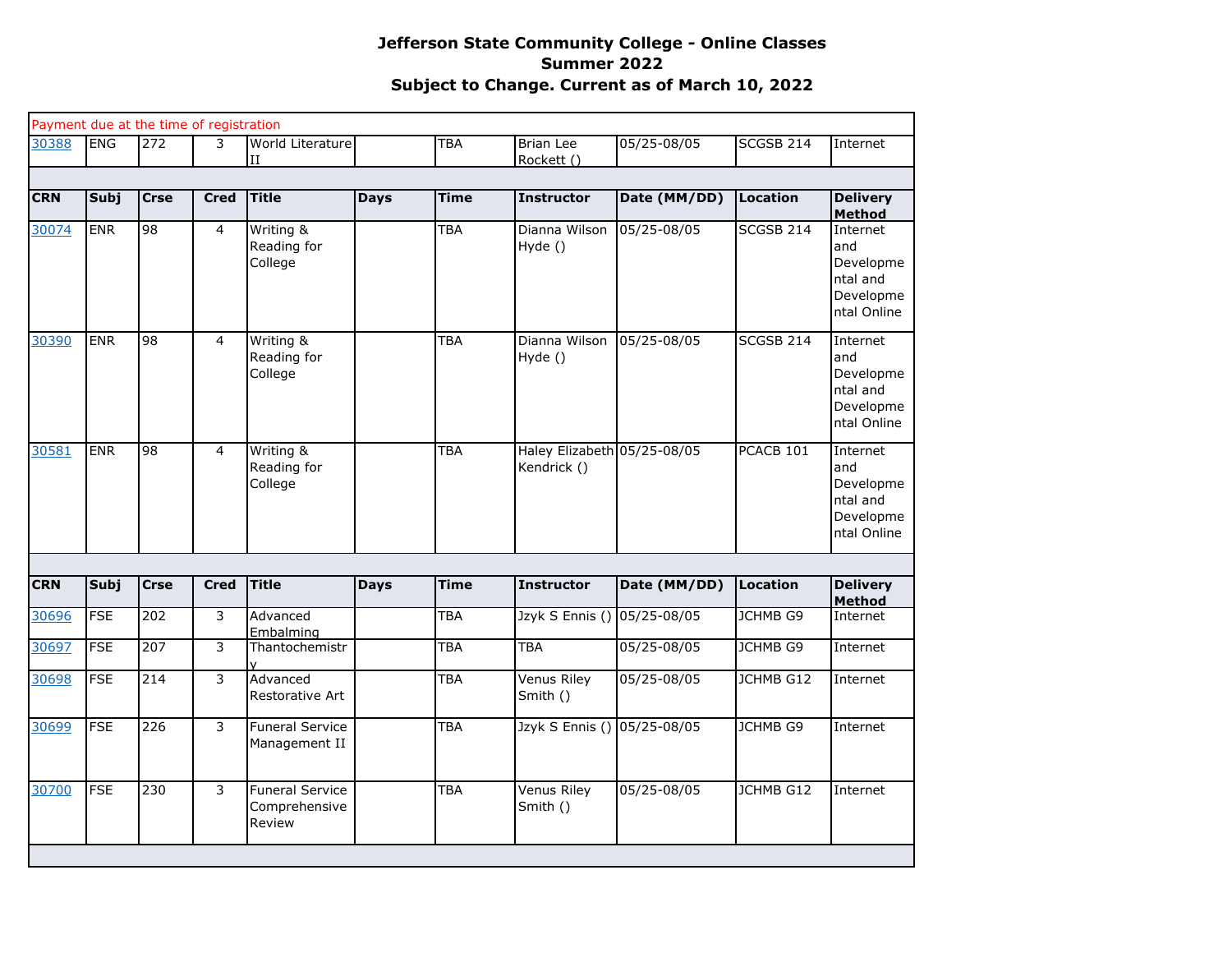# Jefferson State Community College - Online Classes
## Summer 2022
## Subject to Change. Current as of March 10, 2022

Payment due at the time of registration

| CRN | Subj | Crse | Cred | Title | Days | Time | Instructor | Date (MM/DD) | Location | Delivery Method |
|---|---|---|---|---|---|---|---|---|---|---|
| 30388 | ENG | 272 | 3 | World Literature II | | TBA | Brian Lee Rockett () | 05/25-08/05 | SCGSB 214 | Internet |

| CRN | Subj | Crse | Cred | Title | Days | Time | Instructor | Date (MM/DD) | Location | Delivery Method |
|---|---|---|---|---|---|---|---|---|---|---|
| 30074 | ENR | 98 | 4 | Writing & Reading for College | | TBA | Dianna Wilson Hyde () | 05/25-08/05 | SCGSB 214 | Internet and Developmental and Developmental Online |
| 30390 | ENR | 98 | 4 | Writing & Reading for College | | TBA | Dianna Wilson Hyde () | 05/25-08/05 | SCGSB 214 | Internet and Developmental and Developmental Online |
| 30581 | ENR | 98 | 4 | Writing & Reading for College | | TBA | Haley Elizabeth Kendrick () | 05/25-08/05 | PCACB 101 | Internet and Developmental and Developmental Online |

| CRN | Subj | Crse | Cred | Title | Days | Time | Instructor | Date (MM/DD) | Location | Delivery Method |
|---|---|---|---|---|---|---|---|---|---|---|
| 30696 | FSE | 202 | 3 | Advanced Embalming | | TBA | Jzyk S Ennis () | 05/25-08/05 | JCHMB G9 | Internet |
| 30697 | FSE | 207 | 3 | Thantochemistry | | TBA | TBA | 05/25-08/05 | JCHMB G9 | Internet |
| 30698 | FSE | 214 | 3 | Advanced Restorative Art | | TBA | Venus Riley Smith () | 05/25-08/05 | JCHMB G12 | Internet |
| 30699 | FSE | 226 | 3 | Funeral Service Management II | | TBA | Jzyk S Ennis () | 05/25-08/05 | JCHMB G9 | Internet |
| 30700 | FSE | 230 | 3 | Funeral Service Comprehensive Review | | TBA | Venus Riley Smith () | 05/25-08/05 | JCHMB G12 | Internet |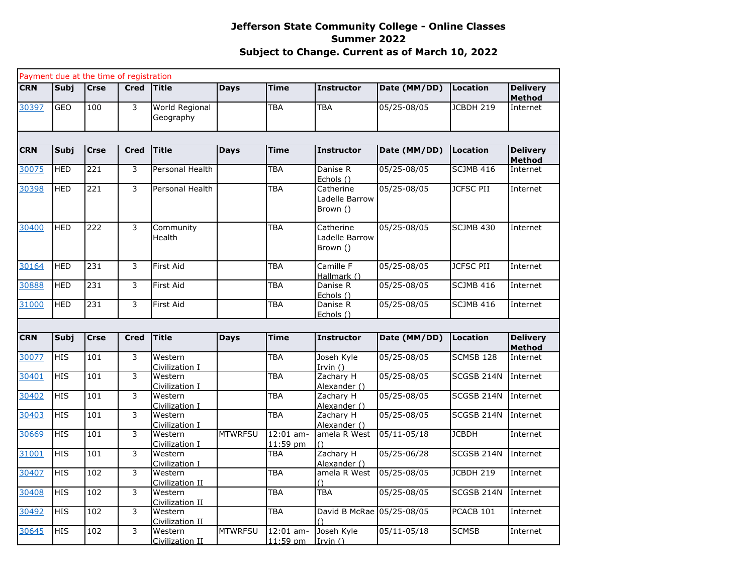# Jefferson State Community College - Online Classes

## Summer 2022

### Subject to Change. Current as of March 10, 2022

Payment due at the time of registration

| CRN | Subj | Crse | Cred | Title | Days | Time | Instructor | Date (MM/DD) | Location | Delivery Method |
|---|---|---|---|---|---|---|---|---|---|---|
| 30397 | GEO | 100 | 3 | World Regional Geography | | TBA | TBA | 05/25-08/05 | JCBDH 219 | Internet |

| CRN | Subj | Crse | Cred | Title | Days | Time | Instructor | Date (MM/DD) | Location | Delivery Method |
|---|---|---|---|---|---|---|---|---|---|---|
| 30075 | HED | 221 | 3 | Personal Health | | TBA | Danise R Echols () | 05/25-08/05 | SCJMB 416 | Internet |
| 30398 | HED | 221 | 3 | Personal Health | | TBA | Catherine Ladelle Barrow Brown () | 05/25-08/05 | JCFSC PII | Internet |
| 30400 | HED | 222 | 3 | Community Health | | TBA | Catherine Ladelle Barrow Brown () | 05/25-08/05 | SCJMB 430 | Internet |
| 30164 | HED | 231 | 3 | First Aid | | TBA | Camille F Hallmark () | 05/25-08/05 | JCFSC PII | Internet |
| 30888 | HED | 231 | 3 | First Aid | | TBA | Danise R Echols () | 05/25-08/05 | SCJMB 416 | Internet |
| 31000 | HED | 231 | 3 | First Aid | | TBA | Danise R Echols () | 05/25-08/05 | SCJMB 416 | Internet |

| CRN | Subj | Crse | Cred | Title | Days | Time | Instructor | Date (MM/DD) | Location | Delivery Method |
|---|---|---|---|---|---|---|---|---|---|---|
| 30077 | HIS | 101 | 3 | Western Civilization I | | TBA | Joseh Kyle Irvin () | 05/25-08/05 | SCMSB 128 | Internet |
| 30401 | HIS | 101 | 3 | Western Civilization I | | TBA | Zachary H Alexander () | 05/25-08/05 | SCGSB 214N | Internet |
| 30402 | HIS | 101 | 3 | Western Civilization I | | TBA | Zachary H Alexander () | 05/25-08/05 | SCGSB 214N | Internet |
| 30403 | HIS | 101 | 3 | Western Civilization I | | TBA | Zachary H Alexander () | 05/25-08/05 | SCGSB 214N | Internet |
| 30669 | HIS | 101 | 3 | Western Civilization I | MTWRFSU | 12:01 am-11:59 pm | amela R West () | 05/11-05/18 | JCBDH | Internet |
| 31001 | HIS | 101 | 3 | Western Civilization I | | TBA | Zachary H Alexander () | 05/25-06/28 | SCGSB 214N | Internet |
| 30407 | HIS | 102 | 3 | Western Civilization II | | TBA | amela R West () | 05/25-08/05 | JCBDH 219 | Internet |
| 30408 | HIS | 102 | 3 | Western Civilization II | | TBA | TBA | 05/25-08/05 | SCGSB 214N | Internet |
| 30492 | HIS | 102 | 3 | Western Civilization II | | TBA | David B McRae () | 05/25-08/05 | PCACB 101 | Internet |
| 30645 | HIS | 102 | 3 | Western Civilization II | MTWRFSU | 12:01 am-11:59 pm | Joseh Kyle Irvin () | 05/11-05/18 | SCMSB | Internet |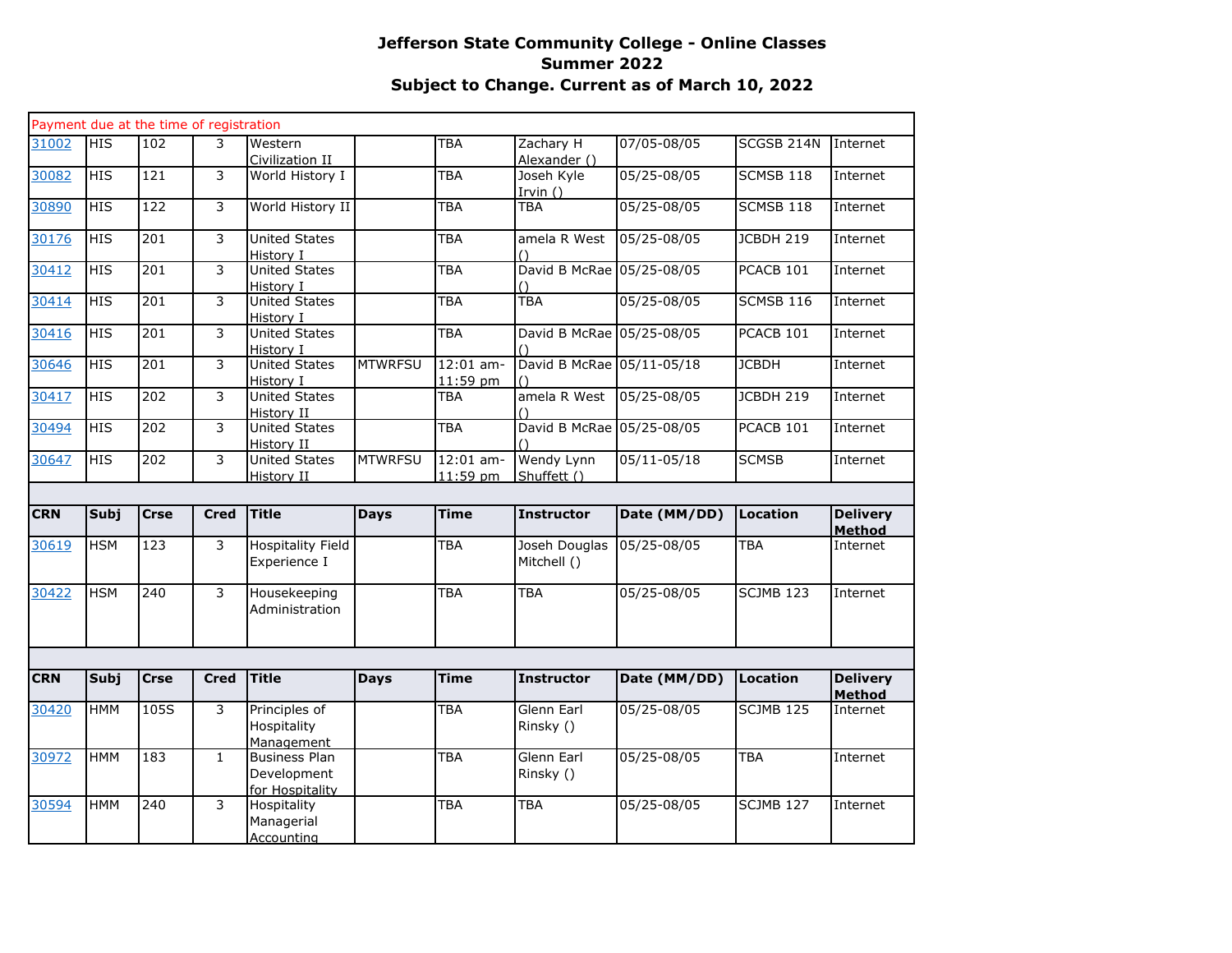# Jefferson State Community College - Online Classes
## Summer 2022
### Subject to Change. Current as of March 10, 2022

Payment due at the time of registration

| CRN | Subj | Crse | Cred | Title | Days | Time | Instructor | Date (MM/DD) | Location | Delivery Method |
|---|---|---|---|---|---|---|---|---|---|---|
| 31002 | HIS | 102 | 3 | Western Civilization II | | TBA | Zachary H Alexander () | 07/05-08/05 | SCGSB 214N | Internet |
| 30082 | HIS | 121 | 3 | World History I | | TBA | Joseh Kyle Irvin () | 05/25-08/05 | SCMSB 118 | Internet |
| 30890 | HIS | 122 | 3 | World History II | | TBA | TBA | 05/25-08/05 | SCMSB 118 | Internet |
| 30176 | HIS | 201 | 3 | United States History I | | TBA | amela R West () | 05/25-08/05 | JCBDH 219 | Internet |
| 30412 | HIS | 201 | 3 | United States History I | | TBA | David B McRae () | 05/25-08/05 | PCACB 101 | Internet |
| 30414 | HIS | 201 | 3 | United States History I | | TBA | TBA | 05/25-08/05 | SCMSB 116 | Internet |
| 30416 | HIS | 201 | 3 | United States History I | | TBA | David B McRae () | 05/25-08/05 | PCACB 101 | Internet |
| 30646 | HIS | 201 | 3 | United States History I | MTWRFSU | 12:01 am-11:59 pm | David B McRae () | 05/11-05/18 | JCBDH | Internet |
| 30417 | HIS | 202 | 3 | United States History II | | TBA | amela R West () | 05/25-08/05 | JCBDH 219 | Internet |
| 30494 | HIS | 202 | 3 | United States History II | | TBA | David B McRae () | 05/25-08/05 | PCACB 101 | Internet |
| 30647 | HIS | 202 | 3 | United States History II | MTWRFSU | 12:01 am-11:59 pm | Wendy Lynn Shuffett () | 05/11-05/18 | SCMSB | Internet |

| CRN | Subj | Crse | Cred | Title | Days | Time | Instructor | Date (MM/DD) | Location | Delivery Method |
|---|---|---|---|---|---|---|---|---|---|---|
| 30619 | HSM | 123 | 3 | Hospitality Field Experience I | | TBA | Joseh Douglas Mitchell () | 05/25-08/05 | TBA | Internet |
| 30422 | HSM | 240 | 3 | Housekeeping Administration | | TBA | TBA | 05/25-08/05 | SCJMB 123 | Internet |

| CRN | Subj | Crse | Cred | Title | Days | Time | Instructor | Date (MM/DD) | Location | Delivery Method |
|---|---|---|---|---|---|---|---|---|---|---|
| 30420 | HMM | 105S | 3 | Principles of Hospitality Management | | TBA | Glenn Earl Rinsky () | 05/25-08/05 | SCJMB 125 | Internet |
| 30972 | HMM | 183 | 1 | Business Plan Development for Hospitality | | TBA | Glenn Earl Rinsky () | 05/25-08/05 | TBA | Internet |
| 30594 | HMM | 240 | 3 | Hospitality Managerial Accounting | | TBA | TBA | 05/25-08/05 | SCJMB 127 | Internet |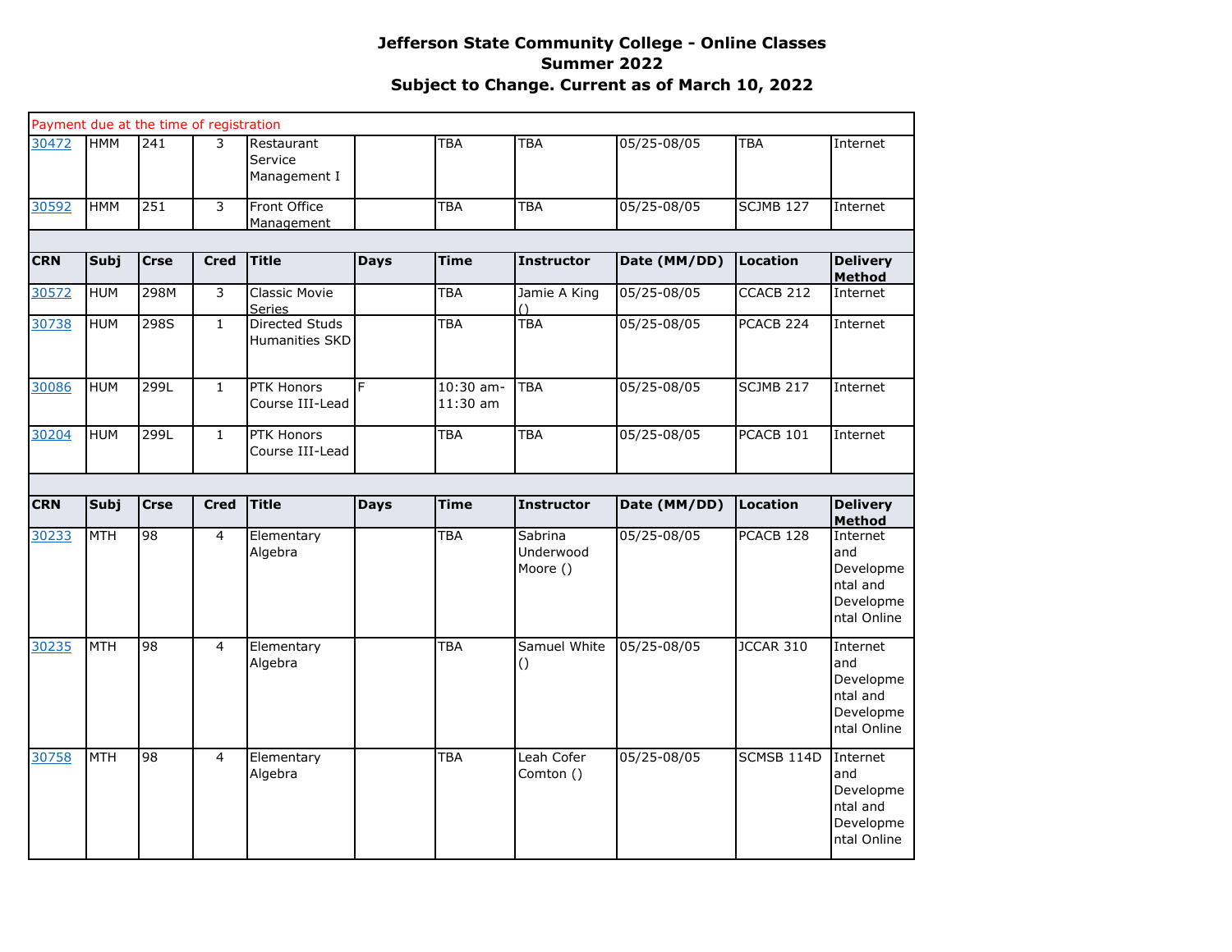# Jefferson State Community College - Online Classes
## Summer 2022
## Subject to Change. Current as of March 10, 2022

| CRN | Subj | Crse | Cred | Title | Days | Time | Instructor | Date (MM/DD) | Location | Delivery Method |
|---|---|---|---|---|---|---|---|---|---|---|
| Payment due at the time of registration | | | | | | | | | | |
| 30472 | HMM | 241 | 3 | Restaurant Service Management I | | TBA | TBA | 05/25-08/05 | TBA | Internet |
| 30592 | HMM | 251 | 3 | Front Office Management | | TBA | TBA | 05/25-08/05 | SCJMB 127 | Internet |

| CRN | Subj | Crse | Cred | Title | Days | Time | Instructor | Date (MM/DD) | Location | Delivery Method |
|---|---|---|---|---|---|---|---|---|---|---|
| 30572 | HUM | 298M | 3 | Classic Movie Series | | TBA | Jamie A King () | 05/25-08/05 | CCACB 212 | Internet |
| 30738 | HUM | 298S | 1 | Directed Studs Humanities SKD | | TBA | TBA | 05/25-08/05 | PCACB 224 | Internet |
| 30086 | HUM | 299L | 1 | PTK Honors Course III-Lead | F | 10:30 am-11:30 am | TBA | 05/25-08/05 | SCJMB 217 | Internet |
| 30204 | HUM | 299L | 1 | PTK Honors Course III-Lead | | TBA | TBA | 05/25-08/05 | PCACB 101 | Internet |

| CRN | Subj | Crse | Cred | Title | Days | Time | Instructor | Date (MM/DD) | Location | Delivery Method |
|---|---|---|---|---|---|---|---|---|---|---|
| 30233 | MTH | 98 | 4 | Elementary Algebra | | TBA | Sabrina Underwood Moore () | 05/25-08/05 | PCACB 128 | Internet and Developmental and Developmental Online |
| 30235 | MTH | 98 | 4 | Elementary Algebra | | TBA | Samuel White () | 05/25-08/05 | JCCAR 310 | Internet and Developmental and Developmental Online |
| 30758 | MTH | 98 | 4 | Elementary Algebra | | TBA | Leah Cofer Comton () | 05/25-08/05 | SCMSB 114D | Internet and Developmental and Developmental Online |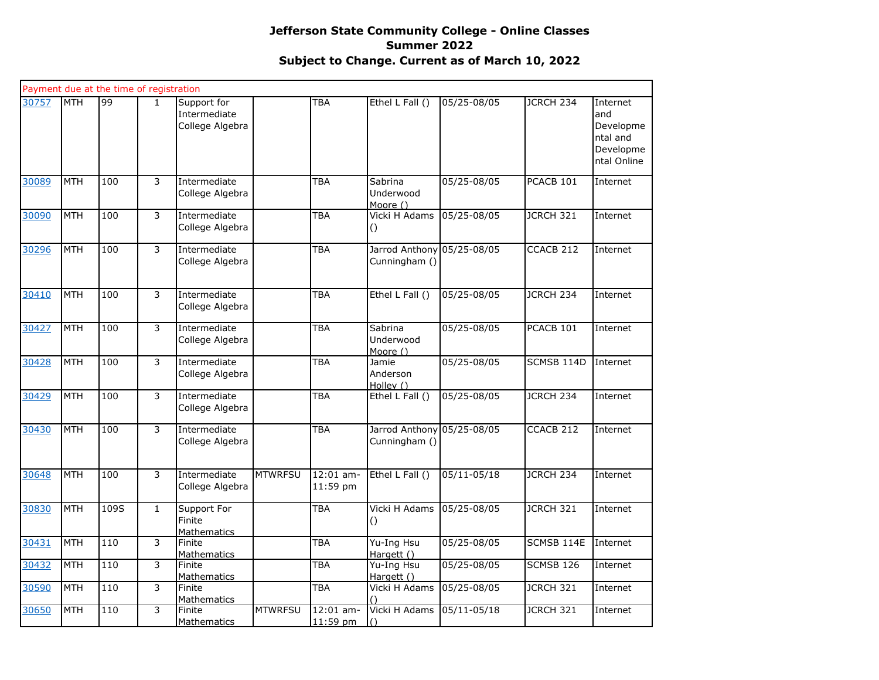# Jefferson State Community College - Online Classes
## Summer 2022
## Subject to Change. Current as of March 10, 2022

| Payment due at the time of registration | | | | | | | | | | |
|---|---|---|---|---|---|---|---|---|---|---|
| 30757 | MTH | 99 | 1 | Support for Intermediate College Algebra | | TBA | Ethel L Fall () | 05/25-08/05 | JCRCH 234 | Internet and Developmental and Developmental Online |
| 30089 | MTH | 100 | 3 | Intermediate College Algebra | | TBA | Sabrina Underwood Moore () | 05/25-08/05 | PCACB 101 | Internet |
| 30090 | MTH | 100 | 3 | Intermediate College Algebra | | TBA | Vicki H Adams () | 05/25-08/05 | JCRCH 321 | Internet |
| 30296 | MTH | 100 | 3 | Intermediate College Algebra | | TBA | Jarrod Anthony Cunningham () | 05/25-08/05 | CCACB 212 | Internet |
| 30410 | MTH | 100 | 3 | Intermediate College Algebra | | TBA | Ethel L Fall () | 05/25-08/05 | JCRCH 234 | Internet |
| 30427 | MTH | 100 | 3 | Intermediate College Algebra | | TBA | Sabrina Underwood Moore () | 05/25-08/05 | PCACB 101 | Internet |
| 30428 | MTH | 100 | 3 | Intermediate College Algebra | | TBA | Jamie Anderson Holley () | 05/25-08/05 | SCMSB 114D | Internet |
| 30429 | MTH | 100 | 3 | Intermediate College Algebra | | TBA | Ethel L Fall () | 05/25-08/05 | JCRCH 234 | Internet |
| 30430 | MTH | 100 | 3 | Intermediate College Algebra | | TBA | Jarrod Anthony Cunningham () | 05/25-08/05 | CCACB 212 | Internet |
| 30648 | MTH | 100 | 3 | Intermediate College Algebra | MTWRFSU | 12:01 am-11:59 pm | Ethel L Fall () | 05/11-05/18 | JCRCH 234 | Internet |
| 30830 | MTH | 109S | 1 | Support For Finite Mathematics | | TBA | Vicki H Adams () | 05/25-08/05 | JCRCH 321 | Internet |
| 30431 | MTH | 110 | 3 | Finite Mathematics | | TBA | Yu-Ing Hsu Hargett () | 05/25-08/05 | SCMSB 114E | Internet |
| 30432 | MTH | 110 | 3 | Finite Mathematics | | TBA | Yu-Ing Hsu Hargett () | 05/25-08/05 | SCMSB 126 | Internet |
| 30590 | MTH | 110 | 3 | Finite Mathematics | | TBA | Vicki H Adams () | 05/25-08/05 | JCRCH 321 | Internet |
| 30650 | MTH | 110 | 3 | Finite Mathematics | MTWRFSU | 12:01 am-11:59 pm | Vicki H Adams () | 05/11-05/18 | JCRCH 321 | Internet |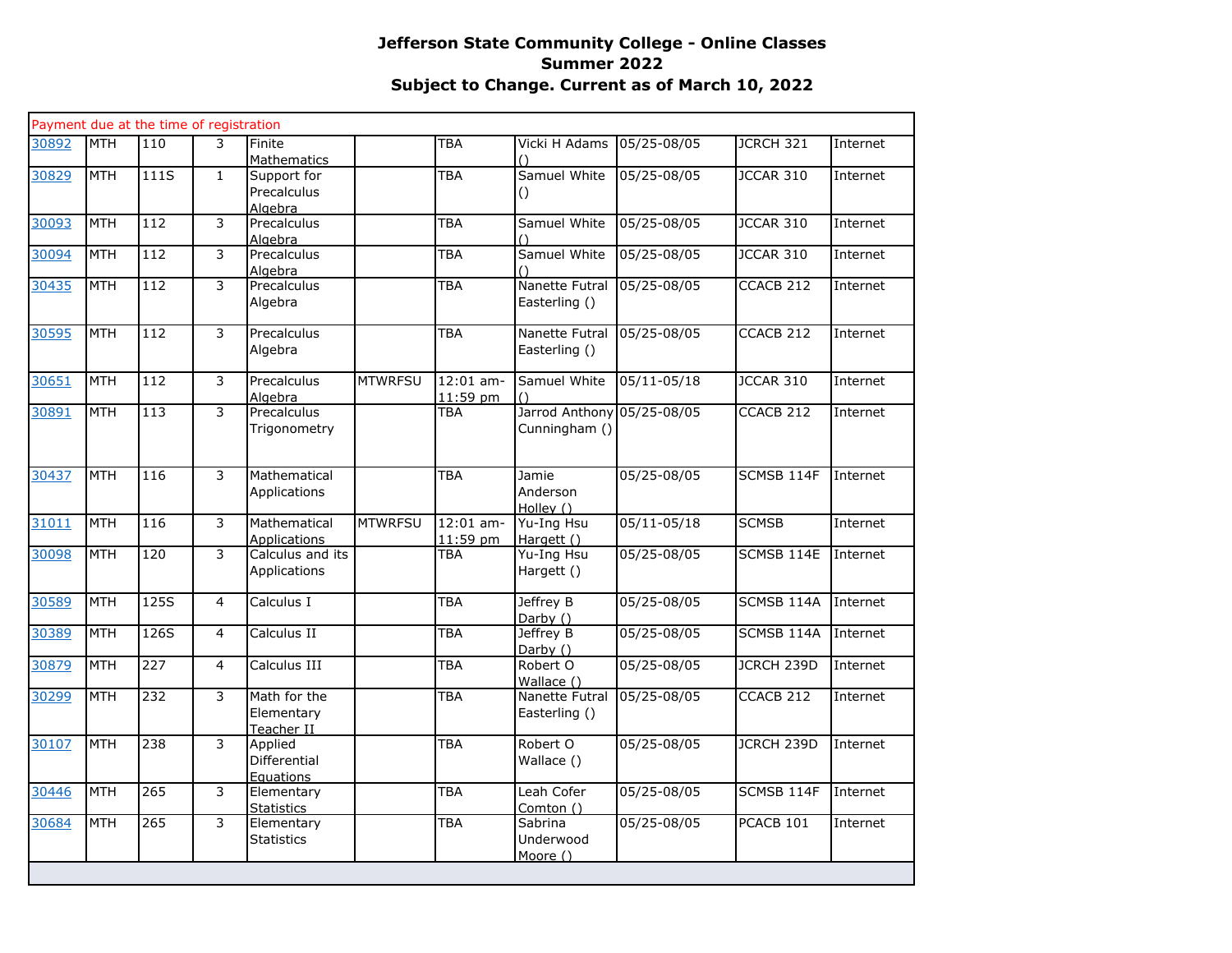# Jefferson State Community College - Online Classes

## Summer 2022

## Subject to Change. Current as of March 10, 2022

| Payment due at the time of registration | | | | | | | | | | |
|---|---|---|---|---|---|---|---|---|---|---|
| 30892 | MTH | 110 | 3 | Finite Mathematics | | TBA | Vicki H Adams () | 05/25-08/05 | JCRCH 321 | Internet |
| 30829 | MTH | 111S | 1 | Support for Precalculus Algebra | | TBA | Samuel White () | 05/25-08/05 | JCCAR 310 | Internet |
| 30093 | MTH | 112 | 3 | Precalculus Algebra | | TBA | Samuel White () | 05/25-08/05 | JCCAR 310 | Internet |
| 30094 | MTH | 112 | 3 | Precalculus Algebra | | TBA | Samuel White () | 05/25-08/05 | JCCAR 310 | Internet |
| 30435 | MTH | 112 | 3 | Precalculus Algebra | | TBA | Nanette Futral Easterling () | 05/25-08/05 | CCACB 212 | Internet |
| 30595 | MTH | 112 | 3 | Precalculus Algebra | | TBA | Nanette Futral Easterling () | 05/25-08/05 | CCACB 212 | Internet |
| 30651 | MTH | 112 | 3 | Precalculus Algebra | MTWRFSU | 12:01 am-11:59 pm | Samuel White () | 05/11-05/18 | JCCAR 310 | Internet |
| 30891 | MTH | 113 | 3 | Precalculus Trigonometry | | TBA | Jarrod Anthony Cunningham () | 05/25-08/05 | CCACB 212 | Internet |
| 30437 | MTH | 116 | 3 | Mathematical Applications | | TBA | Jamie Anderson Holley () | 05/25-08/05 | SCMSB 114F | Internet |
| 31011 | MTH | 116 | 3 | Mathematical Applications | MTWRFSU | 12:01 am-11:59 pm | Yu-Ing Hsu Hargett () | 05/11-05/18 | SCMSB | Internet |
| 30098 | MTH | 120 | 3 | Calculus and its Applications | | TBA | Yu-Ing Hsu Hargett () | 05/25-08/05 | SCMSB 114E | Internet |
| 30589 | MTH | 125S | 4 | Calculus I | | TBA | Jeffrey B Darby () | 05/25-08/05 | SCMSB 114A | Internet |
| 30389 | MTH | 126S | 4 | Calculus II | | TBA | Jeffrey B Darby () | 05/25-08/05 | SCMSB 114A | Internet |
| 30879 | MTH | 227 | 4 | Calculus III | | TBA | Robert O Wallace () | 05/25-08/05 | JCRCH 239D | Internet |
| 30299 | MTH | 232 | 3 | Math for the Elementary Teacher II | | TBA | Nanette Futral Easterling () | 05/25-08/05 | CCACB 212 | Internet |
| 30107 | MTH | 238 | 3 | Applied Differential Equations | | TBA | Robert O Wallace () | 05/25-08/05 | JCRCH 239D | Internet |
| 30446 | MTH | 265 | 3 | Elementary Statistics | | TBA | Leah Cofer Comton () | 05/25-08/05 | SCMSB 114F | Internet |
| 30684 | MTH | 265 | 3 | Elementary Statistics | | TBA | Sabrina Underwood Moore () | 05/25-08/05 | PCACB 101 | Internet |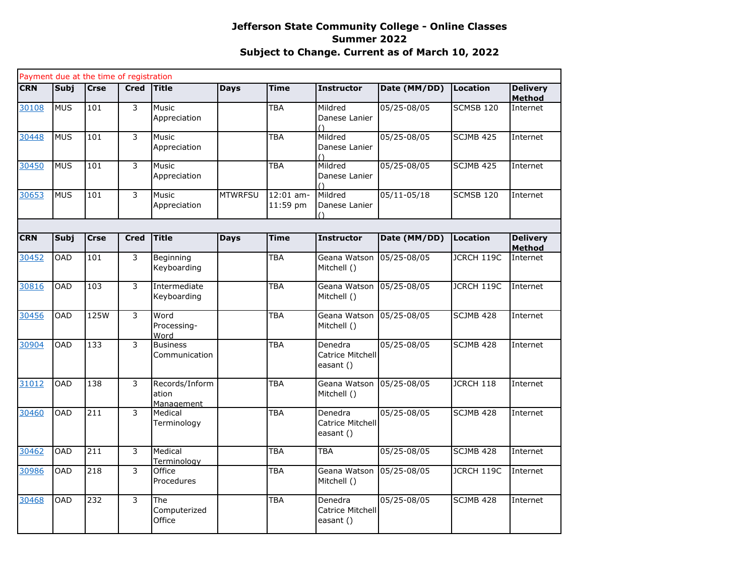# Jefferson State Community College - Online Classes
## Summer 2022
### Subject to Change. Current as of March 10, 2022

Payment due at the time of registration

| CRN | Subj | Crse | Cred | Title | Days | Time | Instructor | Date (MM/DD) | Location | Delivery Method |
|---|---|---|---|---|---|---|---|---|---|---|
| 30108 | MUS | 101 | 3 | Music Appreciation | | TBA | Mildred Danese Lanier () | 05/25-08/05 | SCMSB 120 | Internet |
| 30448 | MUS | 101 | 3 | Music Appreciation | | TBA | Mildred Danese Lanier () | 05/25-08/05 | SCJMB 425 | Internet |
| 30450 | MUS | 101 | 3 | Music Appreciation | | TBA | Mildred Danese Lanier () | 05/25-08/05 | SCJMB 425 | Internet |
| 30653 | MUS | 101 | 3 | Music Appreciation | MTWRFSU | 12:01 am-11:59 pm | Mildred Danese Lanier () | 05/11-05/18 | SCMSB 120 | Internet |

| CRN | Subj | Crse | Cred | Title | Days | Time | Instructor | Date (MM/DD) | Location | Delivery Method |
|---|---|---|---|---|---|---|---|---|---|---|
| 30452 | OAD | 101 | 3 | Beginning Keyboarding | | TBA | Geana Watson Mitchell () | 05/25-08/05 | JCRCH 119C | Internet |
| 30816 | OAD | 103 | 3 | Intermediate Keyboarding | | TBA | Geana Watson Mitchell () | 05/25-08/05 | JCRCH 119C | Internet |
| 30456 | OAD | 125W | 3 | Word Processing-Word | | TBA | Geana Watson Mitchell () | 05/25-08/05 | SCJMB 428 | Internet |
| 30904 | OAD | 133 | 3 | Business Communication | | TBA | Denedra Catrice Mitchell easant () | 05/25-08/05 | SCJMB 428 | Internet |
| 31012 | OAD | 138 | 3 | Records/Information Management | | TBA | Geana Watson Mitchell () | 05/25-08/05 | JCRCH 118 | Internet |
| 30460 | OAD | 211 | 3 | Medical Terminology | | TBA | Denedra Catrice Mitchell easant () | 05/25-08/05 | SCJMB 428 | Internet |
| 30462 | OAD | 211 | 3 | Medical Terminology | | TBA | TBA | 05/25-08/05 | SCJMB 428 | Internet |
| 30986 | OAD | 218 | 3 | Office Procedures | | TBA | Geana Watson Mitchell () | 05/25-08/05 | JCRCH 119C | Internet |
| 30468 | OAD | 232 | 3 | The Computerized Office | | TBA | Denedra Catrice Mitchell easant () | 05/25-08/05 | SCJMB 428 | Internet |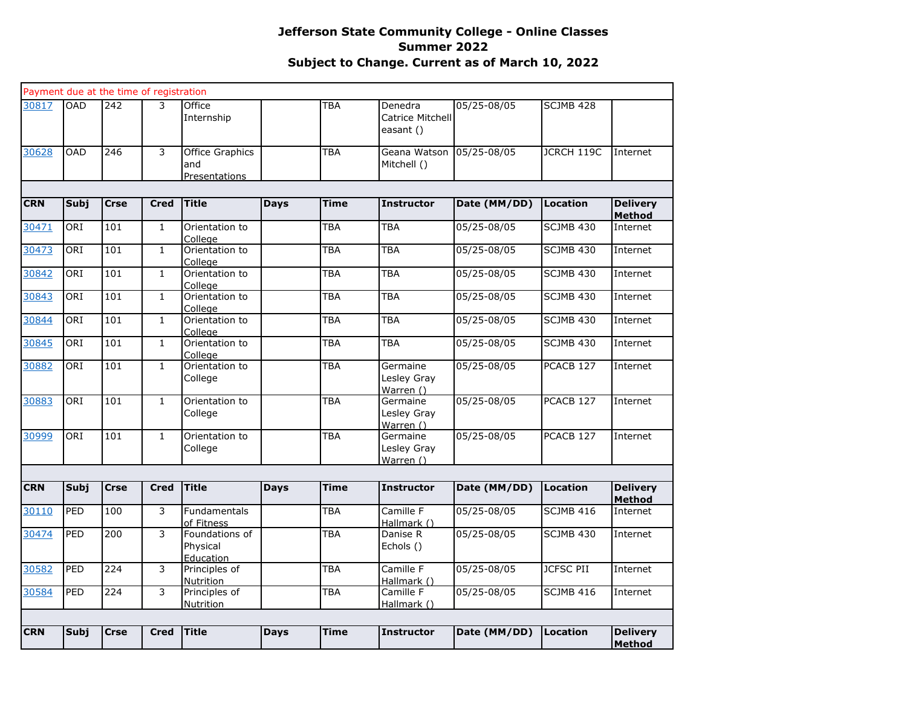# Jefferson State Community College - Online Classes
## Summer 2022
### Subject to Change. Current as of March 10, 2022

| CRN | Subj | Crse | Cred | Title | Days | Time | Instructor | Date (MM/DD) | Location | Delivery Method |
|---|---|---|---|---|---|---|---|---|---|---|
| Payment due at the time of registration | | | | | | | | | | |
| 30817 | OAD | 242 | 3 | Office Internship | | TBA | Denedra Catrice Mitchell easant () | 05/25-08/05 | SCJMB 428 | |
| 30628 | OAD | 246 | 3 | Office Graphics and Presentations | | TBA | Geana Watson Mitchell () | 05/25-08/05 | JCRCH 119C | Internet |

| CRN | Subj | Crse | Cred | Title | Days | Time | Instructor | Date (MM/DD) | Location | Delivery Method |
|---|---|---|---|---|---|---|---|---|---|---|
| 30471 | ORI | 101 | 1 | Orientation to College | | TBA | TBA | 05/25-08/05 | SCJMB 430 | Internet |
| 30473 | ORI | 101 | 1 | Orientation to College | | TBA | TBA | 05/25-08/05 | SCJMB 430 | Internet |
| 30842 | ORI | 101 | 1 | Orientation to College | | TBA | TBA | 05/25-08/05 | SCJMB 430 | Internet |
| 30843 | ORI | 101 | 1 | Orientation to College | | TBA | TBA | 05/25-08/05 | SCJMB 430 | Internet |
| 30844 | ORI | 101 | 1 | Orientation to College | | TBA | TBA | 05/25-08/05 | SCJMB 430 | Internet |
| 30845 | ORI | 101 | 1 | Orientation to College | | TBA | TBA | 05/25-08/05 | SCJMB 430 | Internet |
| 30882 | ORI | 101 | 1 | Orientation to College | | TBA | Germaine Lesley Gray Warren () | 05/25-08/05 | PCACB 127 | Internet |
| 30883 | ORI | 101 | 1 | Orientation to College | | TBA | Germaine Lesley Gray Warren () | 05/25-08/05 | PCACB 127 | Internet |
| 30999 | ORI | 101 | 1 | Orientation to College | | TBA | Germaine Lesley Gray Warren () | 05/25-08/05 | PCACB 127 | Internet |

| CRN | Subj | Crse | Cred | Title | Days | Time | Instructor | Date (MM/DD) | Location | Delivery Method |
|---|---|---|---|---|---|---|---|---|---|---|
| 30110 | PED | 100 | 3 | Fundamentals of Fitness | | TBA | Camille F Hallmark () | 05/25-08/05 | SCJMB 416 | Internet |
| 30474 | PED | 200 | 3 | Foundations of Physical Education | | TBA | Danise R Echols () | 05/25-08/05 | SCJMB 430 | Internet |
| 30582 | PED | 224 | 3 | Principles of Nutrition | | TBA | Camille F Hallmark () | 05/25-08/05 | JCFSC PII | Internet |
| 30584 | PED | 224 | 3 | Principles of Nutrition | | TBA | Camille F Hallmark () | 05/25-08/05 | SCJMB 416 | Internet |

| CRN | Subj | Crse | Cred | Title | Days | Time | Instructor | Date (MM/DD) | Location | Delivery Method |
|---|---|---|---|---|---|---|---|---|---|---|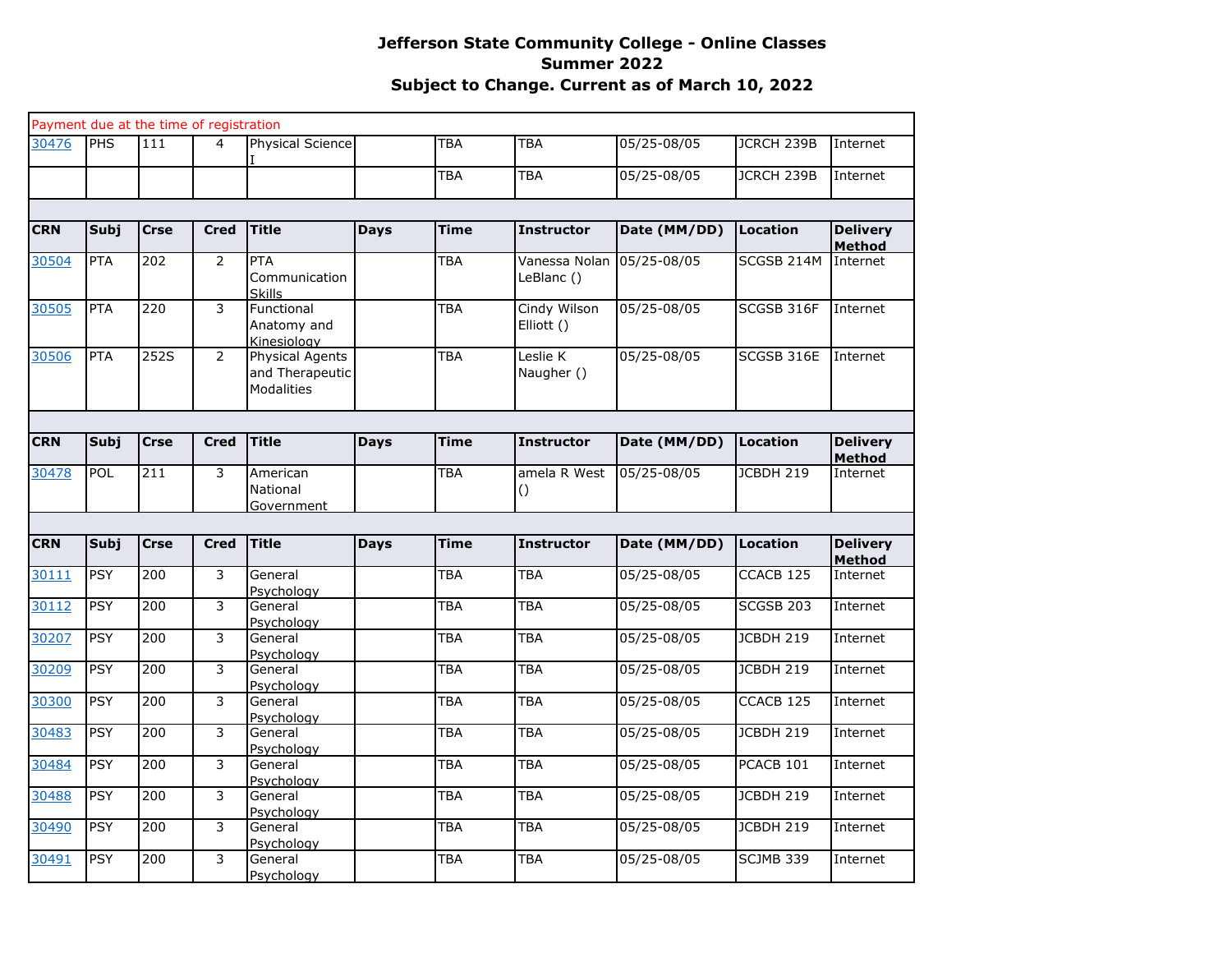**Jefferson State Community College - Online Classes**
**Summer 2022**
**Subject to Change. Current as of March 10, 2022**

Payment due at the time of registration

| | | | | | | | | | | |
|---|---|---|---|---|---|---|---|---|---|---|
| 30476 | PHS | 111 | 4 | Physical Science I | | TBA | TBA | 05/25-08/05 | JCRCH 239B | Internet |
| | | | | | | TBA | TBA | 05/25-08/05 | JCRCH 239B | Internet |

| CRN | Subj | Crse | Cred | Title | Days | Time | Instructor | Date (MM/DD) | Location | Delivery Method |
|---|---|---|---|---|---|---|---|---|---|---|
| 30504 | PTA | 202 | 2 | PTA Communication Skills | | TBA | Vanessa Nolan LeBlanc () | 05/25-08/05 | SCGSB 214M | Internet |
| 30505 | PTA | 220 | 3 | Functional Anatomy and Kinesiology | | TBA | Cindy Wilson Elliott () | 05/25-08/05 | SCGSB 316F | Internet |
| 30506 | PTA | 252S | 2 | Physical Agents and Therapeutic Modalities | | TBA | Leslie K Naugher () | 05/25-08/05 | SCGSB 316E | Internet |

| CRN | Subj | Crse | Cred | Title | Days | Time | Instructor | Date (MM/DD) | Location | Delivery Method |
|---|---|---|---|---|---|---|---|---|---|---|
| 30478 | POL | 211 | 3 | American National Government | | TBA | amela R West () | 05/25-08/05 | JCBDH 219 | Internet |

| CRN | Subj | Crse | Cred | Title | Days | Time | Instructor | Date (MM/DD) | Location | Delivery Method |
|---|---|---|---|---|---|---|---|---|---|---|
| 30111 | PSY | 200 | 3 | General Psychology | | TBA | TBA | 05/25-08/05 | CCACB 125 | Internet |
| 30112 | PSY | 200 | 3 | General Psychology | | TBA | TBA | 05/25-08/05 | SCGSB 203 | Internet |
| 30207 | PSY | 200 | 3 | General Psychology | | TBA | TBA | 05/25-08/05 | JCBDH 219 | Internet |
| 30209 | PSY | 200 | 3 | General Psychology | | TBA | TBA | 05/25-08/05 | JCBDH 219 | Internet |
| 30300 | PSY | 200 | 3 | General Psychology | | TBA | TBA | 05/25-08/05 | CCACB 125 | Internet |
| 30483 | PSY | 200 | 3 | General Psychology | | TBA | TBA | 05/25-08/05 | JCBDH 219 | Internet |
| 30484 | PSY | 200 | 3 | General Psychology | | TBA | TBA | 05/25-08/05 | PCACB 101 | Internet |
| 30488 | PSY | 200 | 3 | General Psychology | | TBA | TBA | 05/25-08/05 | JCBDH 219 | Internet |
| 30490 | PSY | 200 | 3 | General Psychology | | TBA | TBA | 05/25-08/05 | JCBDH 219 | Internet |
| 30491 | PSY | 200 | 3 | General Psychology | | TBA | TBA | 05/25-08/05 | SCJMB 339 | Internet |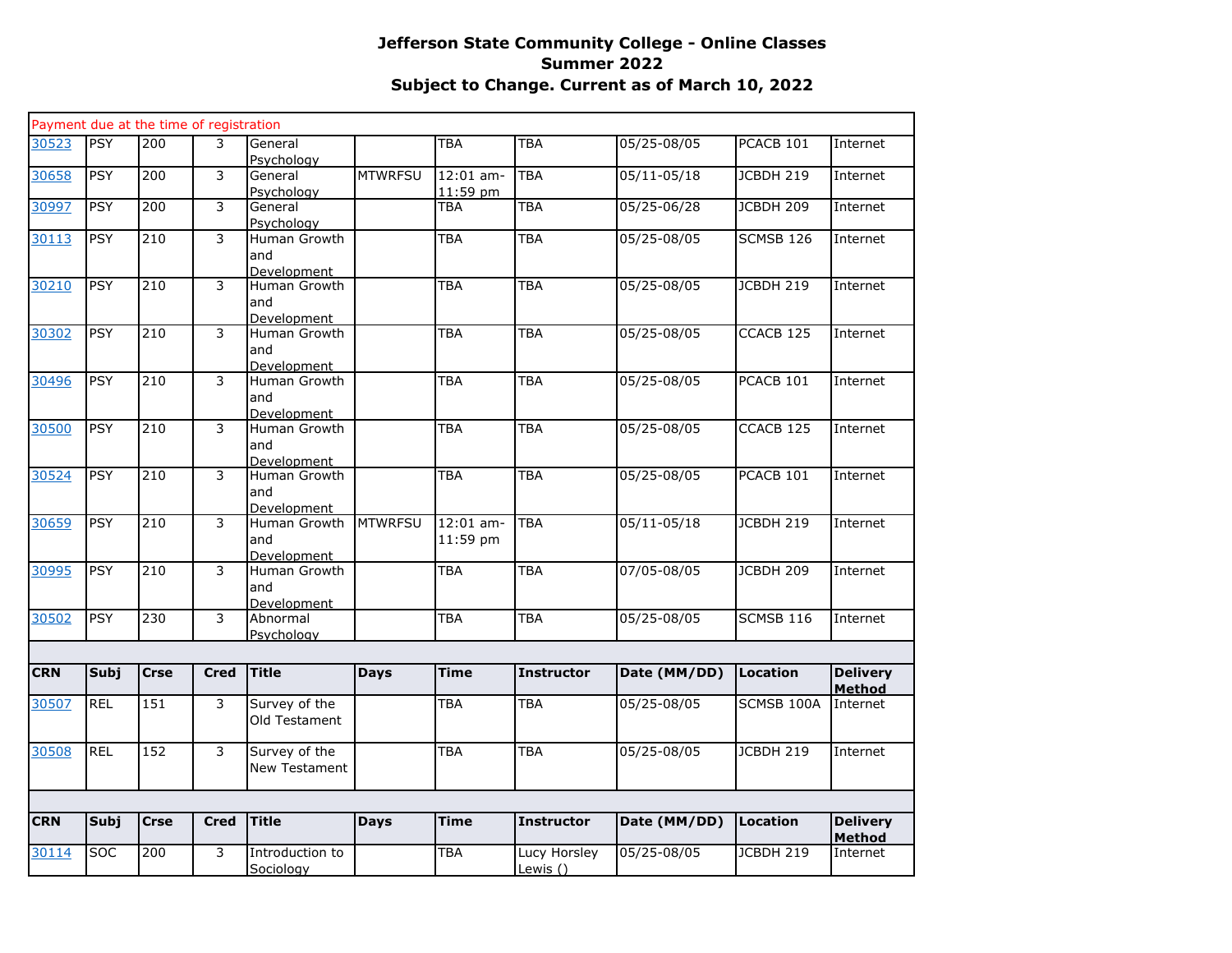# Jefferson State Community College - Online Classes
## Summer 2022
## Subject to Change. Current as of March 10, 2022

Payment due at the time of registration

| CRN | Subj | Crse | Cred | Title | Days | Time | Instructor | Date (MM/DD) | Location | Delivery Method |
|---|---|---|---|---|---|---|---|---|---|---|
| 30523 | PSY | 200 | 3 | General Psychology | | TBA | TBA | 05/25-08/05 | PCACB 101 | Internet |
| 30658 | PSY | 200 | 3 | General Psychology | MTWRFSU | 12:01 am-11:59 pm | TBA | 05/11-05/18 | JCBDH 219 | Internet |
| 30997 | PSY | 200 | 3 | General Psychology | | TBA | TBA | 05/25-06/28 | JCBDH 209 | Internet |
| 30113 | PSY | 210 | 3 | Human Growth and Development | | TBA | TBA | 05/25-08/05 | SCMSB 126 | Internet |
| 30210 | PSY | 210 | 3 | Human Growth and Development | | TBA | TBA | 05/25-08/05 | JCBDH 219 | Internet |
| 30302 | PSY | 210 | 3 | Human Growth and Development | | TBA | TBA | 05/25-08/05 | CCACB 125 | Internet |
| 30496 | PSY | 210 | 3 | Human Growth and Development | | TBA | TBA | 05/25-08/05 | PCACB 101 | Internet |
| 30500 | PSY | 210 | 3 | Human Growth and Development | | TBA | TBA | 05/25-08/05 | CCACB 125 | Internet |
| 30524 | PSY | 210 | 3 | Human Growth and Development | | TBA | TBA | 05/25-08/05 | PCACB 101 | Internet |
| 30659 | PSY | 210 | 3 | Human Growth and Development | MTWRFSU | 12:01 am-11:59 pm | TBA | 05/11-05/18 | JCBDH 219 | Internet |
| 30995 | PSY | 210 | 3 | Human Growth and Development | | TBA | TBA | 07/05-08/05 | JCBDH 209 | Internet |
| 30502 | PSY | 230 | 3 | Abnormal Psychology | | TBA | TBA | 05/25-08/05 | SCMSB 116 | Internet |

| CRN | Subj | Crse | Cred | Title | Days | Time | Instructor | Date (MM/DD) | Location | Delivery Method |
|---|---|---|---|---|---|---|---|---|---|---|
| 30507 | REL | 151 | 3 | Survey of the Old Testament | | TBA | TBA | 05/25-08/05 | SCMSB 100A | Internet |
| 30508 | REL | 152 | 3 | Survey of the New Testament | | TBA | TBA | 05/25-08/05 | JCBDH 219 | Internet |

| CRN | Subj | Crse | Cred | Title | Days | Time | Instructor | Date (MM/DD) | Location | Delivery Method |
|---|---|---|---|---|---|---|---|---|---|---|
| 30114 | SOC | 200 | 3 | Introduction to Sociology | | TBA | Lucy Horsley Lewis () | 05/25-08/05 | JCBDH 219 | Internet |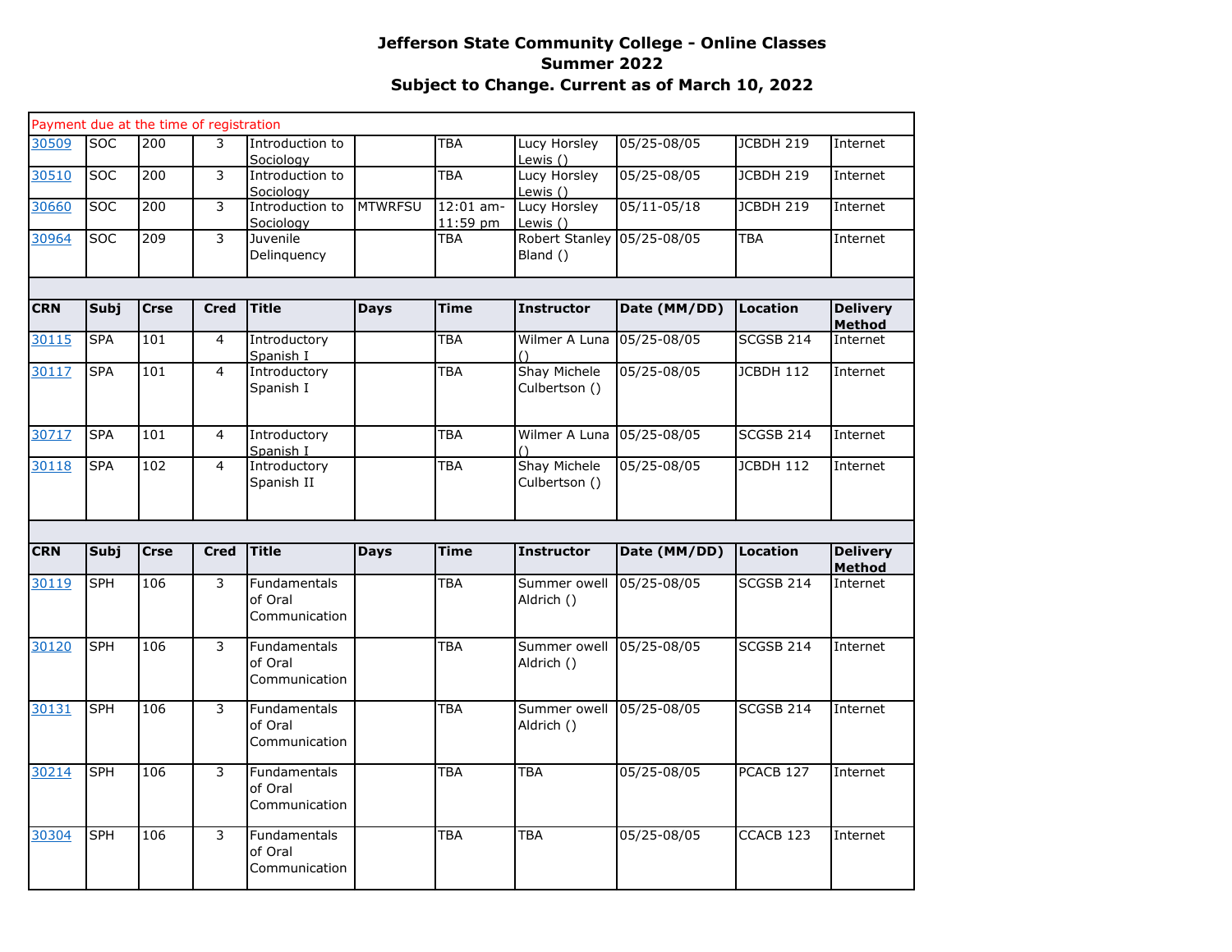# Jefferson State Community College - Online Classes
## Summer 2022
## Subject to Change. Current as of March 10, 2022

Payment due at the time of registration

| CRN | Subj | Crse | Cred | Title | Days | Time | Instructor | Date (MM/DD) | Location | Delivery Method |
|---|---|---|---|---|---|---|---|---|---|---|
| 30509 | SOC | 200 | 3 | Introduction to Sociology | | TBA | Lucy Horsley Lewis () | 05/25-08/05 | JCBDH 219 | Internet |
| 30510 | SOC | 200 | 3 | Introduction to Sociology | | TBA | Lucy Horsley Lewis () | 05/25-08/05 | JCBDH 219 | Internet |
| 30660 | SOC | 200 | 3 | Introduction to Sociology | MTWRFSU | 12:01 am-11:59 pm | Lucy Horsley Lewis () | 05/11-05/18 | JCBDH 219 | Internet |
| 30964 | SOC | 209 | 3 | Juvenile Delinquency | | TBA | Robert Stanley Bland () | 05/25-08/05 | TBA | Internet |

| CRN | Subj | Crse | Cred | Title | Days | Time | Instructor | Date (MM/DD) | Location | Delivery Method |
|---|---|---|---|---|---|---|---|---|---|---|
| 30115 | SPA | 101 | 4 | Introductory Spanish I | | TBA | Wilmer A Luna () | 05/25-08/05 | SCGSB 214 | Internet |
| 30117 | SPA | 101 | 4 | Introductory Spanish I | | TBA | Shay Michele Culbertson () | 05/25-08/05 | JCBDH 112 | Internet |
| 30717 | SPA | 101 | 4 | Introductory Spanish I | | TBA | Wilmer A Luna () | 05/25-08/05 | SCGSB 214 | Internet |
| 30118 | SPA | 102 | 4 | Introductory Spanish II | | TBA | Shay Michele Culbertson () | 05/25-08/05 | JCBDH 112 | Internet |

| CRN | Subj | Crse | Cred | Title | Days | Time | Instructor | Date (MM/DD) | Location | Delivery Method |
|---|---|---|---|---|---|---|---|---|---|---|
| 30119 | SPH | 106 | 3 | Fundamentals of Oral Communication | | TBA | Summer owell Aldrich () | 05/25-08/05 | SCGSB 214 | Internet |
| 30120 | SPH | 106 | 3 | Fundamentals of Oral Communication | | TBA | Summer owell Aldrich () | 05/25-08/05 | SCGSB 214 | Internet |
| 30131 | SPH | 106 | 3 | Fundamentals of Oral Communication | | TBA | Summer owell Aldrich () | 05/25-08/05 | SCGSB 214 | Internet |
| 30214 | SPH | 106 | 3 | Fundamentals of Oral Communication | | TBA | TBA | 05/25-08/05 | PCACB 127 | Internet |
| 30304 | SPH | 106 | 3 | Fundamentals of Oral Communication | | TBA | TBA | 05/25-08/05 | CCACB 123 | Internet |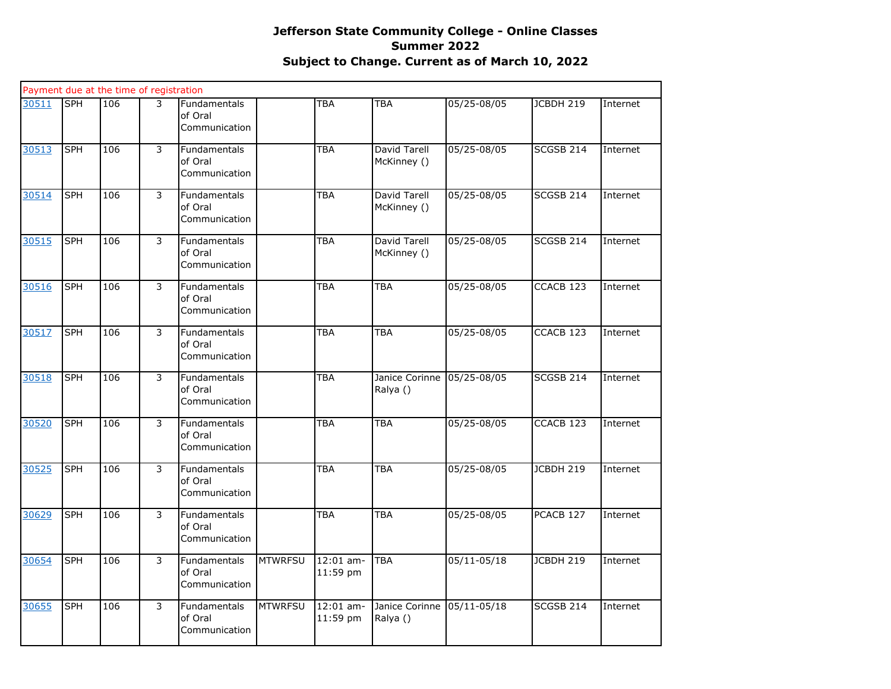**Jefferson State Community College - Online Classes**
**Summer 2022**
**Subject to Change. Current as of March 10, 2022**

| Payment due at the time of registration | | | | | | | | | | |
|---|---|---|---|---|---|---|---|---|---|---|
| 30511 | SPH | 106 | 3 | Fundamentals of Oral Communication | | TBA | TBA | 05/25-08/05 | JCBDH 219 | Internet |
| 30513 | SPH | 106 | 3 | Fundamentals of Oral Communication | | TBA | David Tarell McKinney () | 05/25-08/05 | SCGSB 214 | Internet |
| 30514 | SPH | 106 | 3 | Fundamentals of Oral Communication | | TBA | David Tarell McKinney () | 05/25-08/05 | SCGSB 214 | Internet |
| 30515 | SPH | 106 | 3 | Fundamentals of Oral Communication | | TBA | David Tarell McKinney () | 05/25-08/05 | SCGSB 214 | Internet |
| 30516 | SPH | 106 | 3 | Fundamentals of Oral Communication | | TBA | TBA | 05/25-08/05 | CCACB 123 | Internet |
| 30517 | SPH | 106 | 3 | Fundamentals of Oral Communication | | TBA | TBA | 05/25-08/05 | CCACB 123 | Internet |
| 30518 | SPH | 106 | 3 | Fundamentals of Oral Communication | | TBA | Janice Corinne Ralya () | 05/25-08/05 | SCGSB 214 | Internet |
| 30520 | SPH | 106 | 3 | Fundamentals of Oral Communication | | TBA | TBA | 05/25-08/05 | CCACB 123 | Internet |
| 30525 | SPH | 106 | 3 | Fundamentals of Oral Communication | | TBA | TBA | 05/25-08/05 | JCBDH 219 | Internet |
| 30629 | SPH | 106 | 3 | Fundamentals of Oral Communication | | TBA | TBA | 05/25-08/05 | PCACB 127 | Internet |
| 30654 | SPH | 106 | 3 | Fundamentals of Oral Communication | MTWRFSU | 12:01 am-11:59 pm | TBA | 05/11-05/18 | JCBDH 219 | Internet |
| 30655 | SPH | 106 | 3 | Fundamentals of Oral Communication | MTWRFSU | 12:01 am-11:59 pm | Janice Corinne Ralya () | 05/11-05/18 | SCGSB 214 | Internet |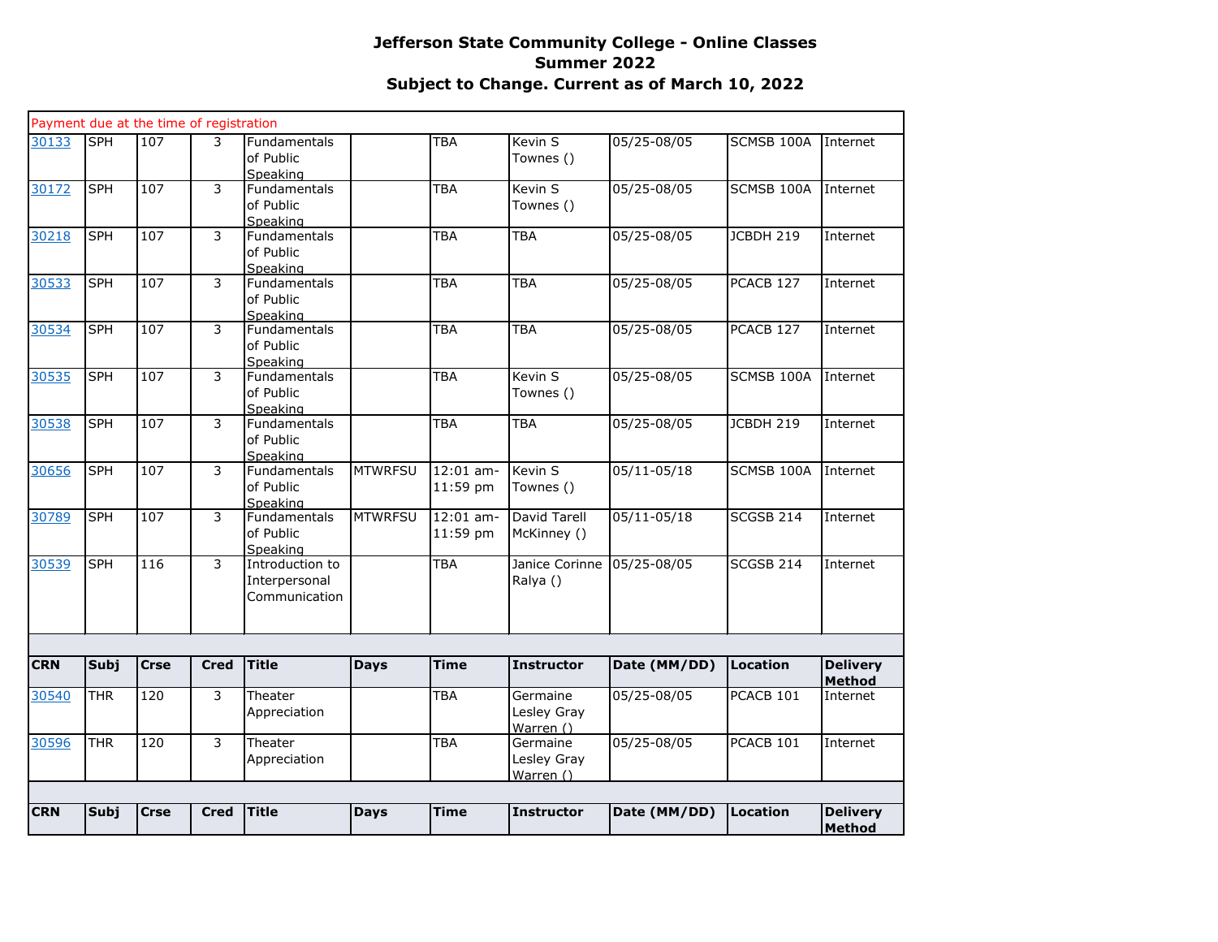# Jefferson State Community College - Online Classes
## Summer 2022
## Subject to Change. Current as of March 10, 2022

| CRN | Subj | Crse | Cred | Title | Days | Time | Instructor | Date (MM/DD) | Location | Delivery Method |
|---|---|---|---|---|---|---|---|---|---|---|
| Payment due at the time of registration | | | | | | | | | | |
| 30133 | SPH | 107 | 3 | Fundamentals of Public Speaking | | TBA | Kevin S Townes () | 05/25-08/05 | SCMSB 100A | Internet |
| 30172 | SPH | 107 | 3 | Fundamentals of Public Speaking | | TBA | Kevin S Townes () | 05/25-08/05 | SCMSB 100A | Internet |
| 30218 | SPH | 107 | 3 | Fundamentals of Public Speaking | | TBA | TBA | 05/25-08/05 | JCBDH 219 | Internet |
| 30533 | SPH | 107 | 3 | Fundamentals of Public Speaking | | TBA | TBA | 05/25-08/05 | PCACB 127 | Internet |
| 30534 | SPH | 107 | 3 | Fundamentals of Public Speaking | | TBA | TBA | 05/25-08/05 | PCACB 127 | Internet |
| 30535 | SPH | 107 | 3 | Fundamentals of Public Speaking | | TBA | Kevin S Townes () | 05/25-08/05 | SCMSB 100A | Internet |
| 30538 | SPH | 107 | 3 | Fundamentals of Public Speaking | | TBA | TBA | 05/25-08/05 | JCBDH 219 | Internet |
| 30656 | SPH | 107 | 3 | Fundamentals of Public Speaking | MTWRFSU | 12:01 am-11:59 pm | Kevin S Townes () | 05/11-05/18 | SCMSB 100A | Internet |
| 30789 | SPH | 107 | 3 | Fundamentals of Public Speaking | MTWRFSU | 12:01 am-11:59 pm | David Tarell McKinney () | 05/11-05/18 | SCGSB 214 | Internet |
| 30539 | SPH | 116 | 3 | Introduction to Interpersonal Communication | | TBA | Janice Corinne Ralya () | 05/25-08/05 | SCGSB 214 | Internet |

| CRN | Subj | Crse | Cred | Title | Days | Time | Instructor | Date (MM/DD) | Location | Delivery Method |
|---|---|---|---|---|---|---|---|---|---|---|
| 30540 | THR | 120 | 3 | Theater Appreciation | | TBA | Germaine Lesley Gray Warren () | 05/25-08/05 | PCACB 101 | Internet |
| 30596 | THR | 120 | 3 | Theater Appreciation | | TBA | Germaine Lesley Gray Warren () | 05/25-08/05 | PCACB 101 | Internet |

| CRN | Subj | Crse | Cred | Title | Days | Time | Instructor | Date (MM/DD) | Location | Delivery Method |
|---|---|---|---|---|---|---|---|---|---|---|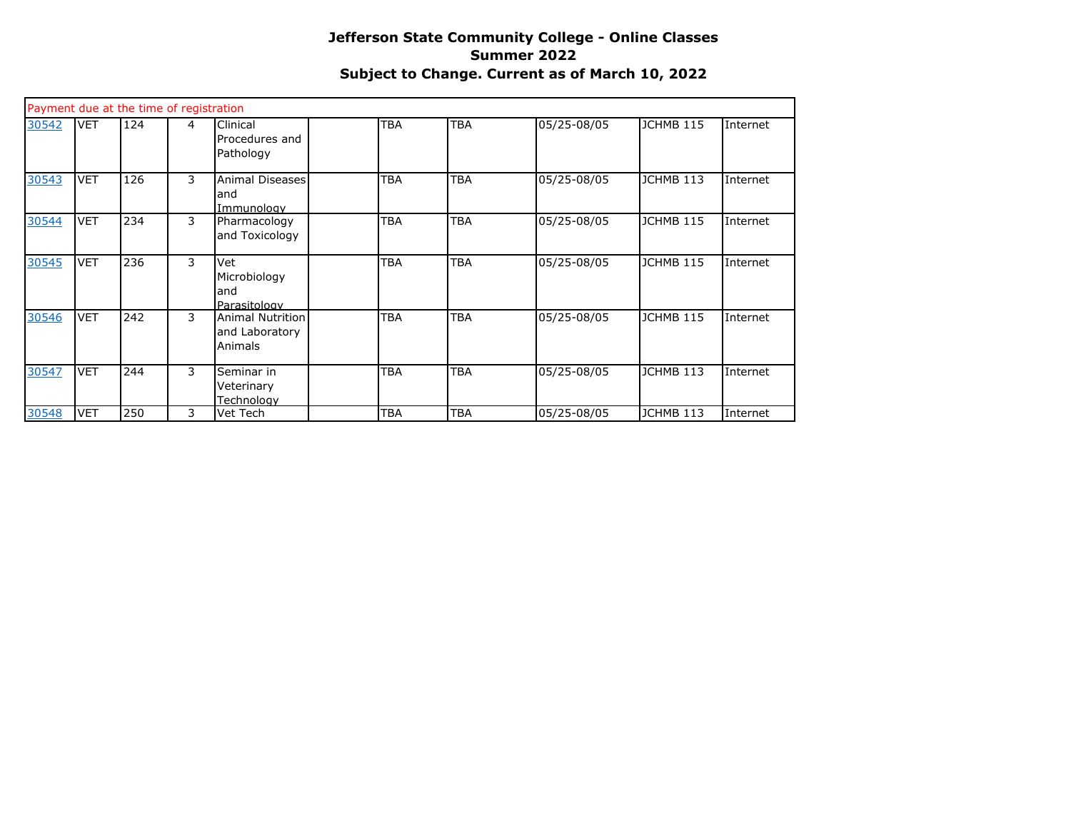**Jefferson State Community College - Online Classes**
**Summer 2022**
**Subject to Change. Current as of March 10, 2022**

| | | | | | | | | | | |
|---|---|---|---|---|---|---|---|---|---|---|
| Payment due at the time of registration | | | | | | | | | | |
| 30542 | VET | 124 | 4 | Clinical Procedures and Pathology | | TBA | TBA | 05/25-08/05 | JCHMB 115 | Internet |
| 30543 | VET | 126 | 3 | Animal Diseases and Immunology | | TBA | TBA | 05/25-08/05 | JCHMB 113 | Internet |
| 30544 | VET | 234 | 3 | Pharmacology and Toxicology | | TBA | TBA | 05/25-08/05 | JCHMB 115 | Internet |
| 30545 | VET | 236 | 3 | Vet Microbiology and Parasitology | | TBA | TBA | 05/25-08/05 | JCHMB 115 | Internet |
| 30546 | VET | 242 | 3 | Animal Nutrition and Laboratory Animals | | TBA | TBA | 05/25-08/05 | JCHMB 115 | Internet |
| 30547 | VET | 244 | 3 | Seminar in Veterinary Technology | | TBA | TBA | 05/25-08/05 | JCHMB 113 | Internet |
| 30548 | VET | 250 | 3 | Vet Tech | | TBA | TBA | 05/25-08/05 | JCHMB 113 | Internet |